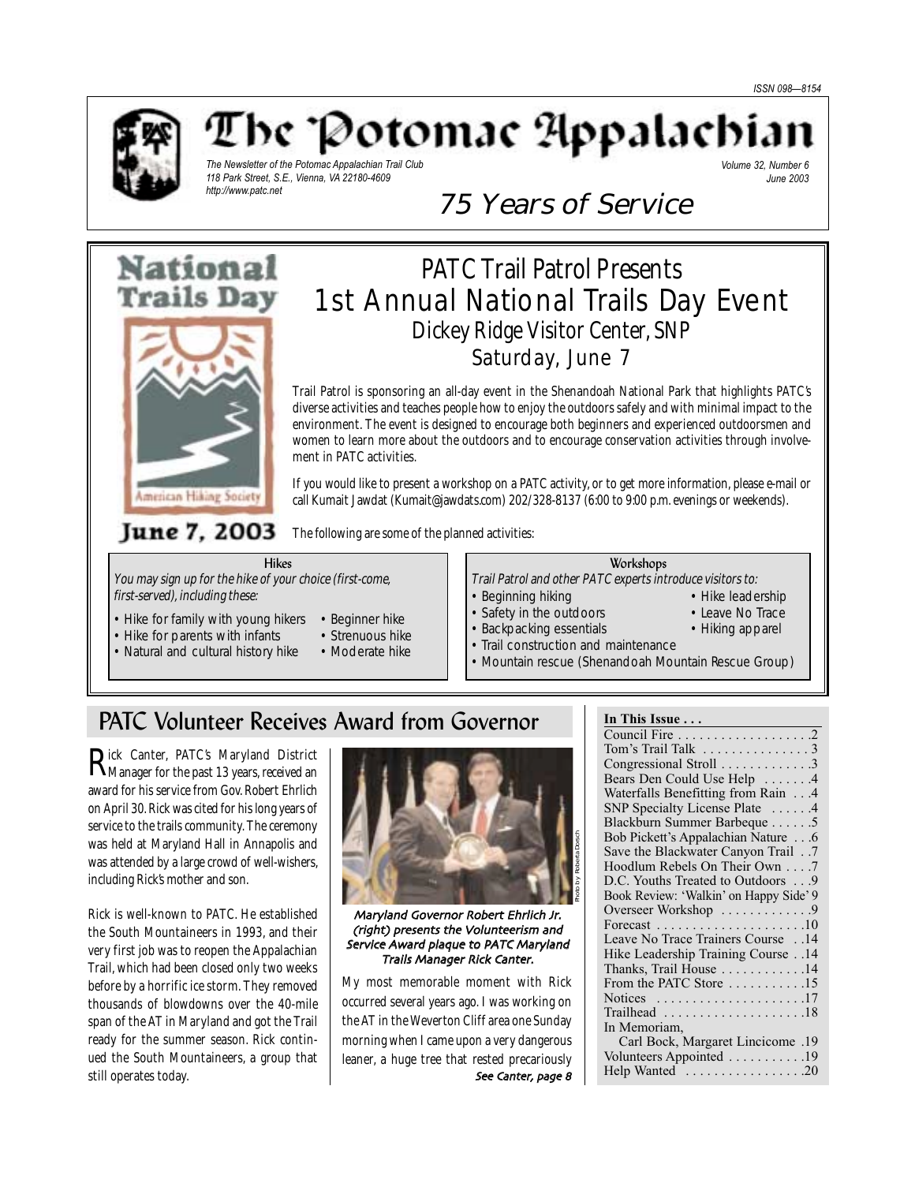ISSN 098—8154

# The Potomac Appalachian

*The Newsletter of the Potomac Appalachian Trail Club*
*118 Park Street, S.E., Vienna, VA 22180-4609*
*http://www.patc.net*

*Volume 32, Number 6*
*June 2003*

## 75 Years of Service

National Trails Day

American Hiking Society

June 7, 2003

# PATC Trail Patrol Presents 1st Annual National Trails Day Event

## Dickey Ridge Visitor Center, SNP
## Saturday, June 7

Trail Patrol is sponsoring an all-day event in the Shenandoah National Park that highlights PATC's diverse activities and teaches people how to enjoy the outdoors safely and with minimal impact to the environment. The event is designed to encourage both beginners and experienced outdoorsmen and women to learn more about the outdoors and to encourage conservation activities through involvement in PATC activities.

If you would like to present a workshop on a PATC activity, or to get more information, please e-mail or call Kumait Jawdat (Kumait@jawdats.com) 202/328-8137 (6:00 to 9:00 p.m. evenings or weekends).

The following are some of the planned activities:

**Hikes**

*You may sign up for the hike of your choice (first-come, first-served), including these:*

- Hike for family with young hikers
- Hike for parents with infants
- Natural and cultural history hike
- Beginner hike
- Strenuous hike
- Moderate hike

**Workshops**

*Trail Patrol and other PATC experts introduce visitors to:*

- Beginning hiking
- Safety in the outdoors
- Backpacking essentials
- Trail construction and maintenance
- Mountain rescue (Shenandoah Mountain Rescue Group)
- Hike leadership
- Leave No Trace
- Hiking apparel

## PATC Volunteer Receives Award from Governor

Rick Canter, PATC's Maryland District Manager for the past 13 years, received an award for his service from Gov. Robert Ehrlich on April 30. Rick was cited for his long years of service to the trails community. The ceremony was held at Maryland Hall in Annapolis and was attended by a large crowd of well-wishers, including Rick's mother and son.

Rick is well-known to PATC. He established the South Mountaineers in 1993, and their very first job was to reopen the Appalachian Trail, which had been closed only two weeks before by a horrific ice storm. They removed thousands of blowdowns over the 40-mile span of the AT in Maryland and got the Trail ready for the summer season. Rick continued the South Mountaineers, a group that still operates today.

Photo by Roberta Dorsch

*Maryland Governor Robert Ehrlich Jr. (right) presents the Volunteerism and Service Award plaque to PATC Maryland Trails Manager Rick Canter.*

My most memorable moment with Rick occurred several years ago. I was working on the AT in the Weverton Cliff area one Sunday morning when I came upon a very dangerous leaner, a huge tree that rested precariously *See Canter, page 8*

**In This Issue . . .**

| | |
|---|---|
| Council Fire | 2 |
| Tom's Trail Talk | 3 |
| Congressional Stroll | 3 |
| Bears Den Could Use Help | 4 |
| Waterfalls Benefitting from Rain | 4 |
| SNP Specialty License Plate | 4 |
| Blackburn Summer Barbeque | 5 |
| Bob Pickett's Appalachian Nature | 6 |
| Save the Blackwater Canyon Trail | 7 |
| Hoodlum Rebels On Their Own | 7 |
| D.C. Youths Treated to Outdoors | 9 |
| Book Review: 'Walkin' on Happy Side' | 9 |
| Overseer Workshop | 9 |
| Forecast | 10 |
| Leave No Trace Trainers Course | 14 |
| Hike Leadership Training Course | 14 |
| Thanks, Trail House | 14 |
| From the PATC Store | 15 |
| Notices | 17 |
| Trailhead | 18 |
| In Memoriam, Carl Bock, Margaret Lincicome | 19 |
| Volunteers Appointed | 19 |
| Help Wanted | 20 |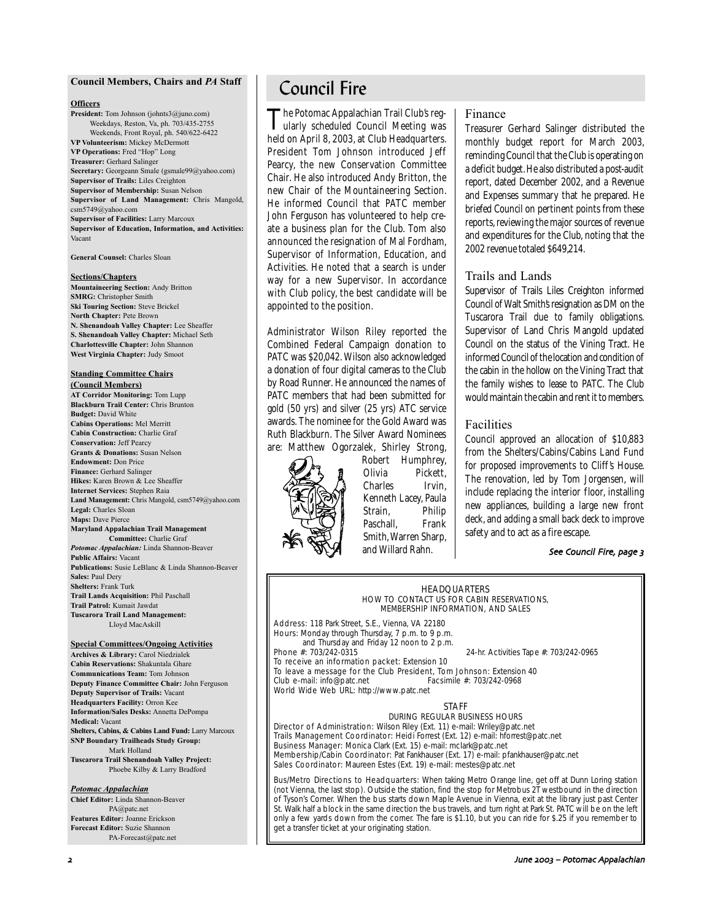## Council Members, Chairs and *PA* Staff

**Officers**

**President:** Tom Johnson (johnts3@juno.com)
Weekdays, Reston, Va, ph. 703/435-2755
Weekends, Front Royal, ph. 540/622-6422
**VP Volunteerism:** Mickey McDermott
**VP Operations:** Fred "Hop" Long
**Treasurer:** Gerhard Salinger
**Secretary:** Georgeann Smale (gsmale99@yahoo.com)
**Supervisor of Trails:** Liles Creighton
**Supervisor of Membership:** Susan Nelson
**Supervisor of Land Management:** Chris Mangold, csm5749@yahoo.com
**Supervisor of Facilities:** Larry Marcoux
**Supervisor of Education, Information, and Activities:** Vacant

**General Counsel:** Charles Sloan

**Sections/Chapters**

**Mountaineering Section:** Andy Britton
**SMRG:** Christopher Smith
**Ski Touring Section:** Steve Brickel
**North Chapter:** Pete Brown
**N. Shenandoah Valley Chapter:** Lee Sheaffer
**S. Shenandoah Valley Chapter:** Michael Seth
**Charlottesville Chapter:** John Shannon
**West Virginia Chapter:** Judy Smoot

**Standing Committee Chairs (Council Members)**

**AT Corridor Monitoring:** Tom Lupp
**Blackburn Trail Center:** Chris Brunton
**Budget:** David White
**Cabins Operations:** Mel Merritt
**Cabin Construction:** Charlie Graf
**Conservation:** Jeff Pearcy
**Grants & Donations:** Susan Nelson
**Endowment:** Don Price
**Finance:** Gerhard Salinger
**Hikes:** Karen Brown & Lee Sheaffer
**Internet Services:** Stephen Raia
**Land Management:** Chris Mangold, csm5749@yahoo.com
**Legal:** Charles Sloan
**Maps:** Dave Pierce
**Maryland Appalachian Trail Management Committee:** Charlie Graf
***Potomac Appalachian:*** Linda Shannon-Beaver
**Public Affairs:** Vacant
**Publications:** Susie LeBlanc & Linda Shannon-Beaver
**Sales:** Paul Dery
**Shelters:** Frank Turk
**Trail Lands Acquisition:** Phil Paschall
**Trail Patrol:** Kumait Jawdat
**Tuscarora Trail Land Management:** Lloyd MacAskill

**Special Committees/Ongoing Activities**

**Archives & Library:** Carol Niedzialek
**Cabin Reservations:** Shakuntala Ghare
**Communications Team:** Tom Johnson
**Deputy Finance Committee Chair:** John Ferguson
**Deputy Supervisor of Trails:** Vacant
**Headquarters Facility:** Orron Kee
**Information/Sales Desks:** Annetta DePompa
**Medical:** Vacant
**Shelters, Cabins, & Cabins Land Fund:** Larry Marcoux
**SNP Boundary Trailheads Study Group:** Mark Holland
**Tuscarora Trail Shenandoah Valley Project:** Phoebe Kilby & Larry Bradford

***Potomac Appalachian***

**Chief Editor:** Linda Shannon-Beaver
PA@patc.net
**Features Editor:** Joanne Erickson
**Forecast Editor:** Suzie Shannon
PA-Forecast@patc.net

# Council Fire

The Potomac Appalachian Trail Club's regularly scheduled Council Meeting was held on April 8, 2003, at Club Headquarters. President Tom Johnson introduced Jeff Pearcy, the new Conservation Committee Chair. He also introduced Andy Britton, the new Chair of the Mountaineering Section. He informed Council that PATC member John Ferguson has volunteered to help create a business plan for the Club. Tom also announced the resignation of Mal Fordham, Supervisor of Information, Education, and Activities. He noted that a search is under way for a new Supervisor. In accordance with Club policy, the best candidate will be appointed to the position.

Administrator Wilson Riley reported the Combined Federal Campaign donation to PATC was $20,042. Wilson also acknowledged a donation of four digital cameras to the Club by Road Runner. He announced the names of PATC members that had been submitted for gold (50 yrs) and silver (25 yrs) ATC service awards. The nominee for the Gold Award was Ruth Blackburn. The Silver Award Nominees are: Matthew Ogorzalek, Shirley Strong, Robert Humphrey, Olivia Pickett, Charles Irvin, Kenneth Lacey, Paula Strain, Philip Paschall, Frank Smith, Warren Sharp, and Willard Rahn.

## Finance

Treasurer Gerhard Salinger distributed the monthly budget report for March 2003, reminding Council that the Club is operating on a deficit budget. He also distributed a post-audit report, dated December 2002, and a Revenue and Expenses summary that he prepared. He briefed Council on pertinent points from these reports, reviewing the major sources of revenue and expenditures for the Club, noting that the 2002 revenue totaled $649,214.

## Trails and Lands

Supervisor of Trails Liles Creighton informed Council of Walt Smith's resignation as DM on the Tuscarora Trail due to family obligations. Supervisor of Land Chris Mangold updated Council on the status of the Vining Tract. He informed Council of the location and condition of the cabin in the hollow on the Vining Tract that the family wishes to lease to PATC. The Club would maintain the cabin and rent it to members.

## Facilities

Council approved an allocation of $10,883 from the Shelters/Cabins/Cabins Land Fund for proposed improvements to Cliff's House. The renovation, led by Tom Jorgensen, will include replacing the interior floor, installing new appliances, building a large new front deck, and adding a small back deck to improve safety and to act as a fire escape.

*See Council Fire, page 3*

---

HEADQUARTERS
HOW TO CONTACT US FOR CABIN RESERVATIONS, MEMBERSHIP INFORMATION, AND SALES

Address: 118 Park Street, S.E., Vienna, VA 22180
Hours: Monday through Thursday, 7 p.m. to 9 p.m.
and Thursday and Friday 12 noon to 2 p.m.
Phone #: 703/242-0315 — 24-hr. Activities Tape #: 703/242-0965
To receive an information packet: Extension 10
To leave a message for the Club President, Tom Johnson: Extension 40
Club e-mail: info@patc.net — Facsimile #: 703/242-0968
World Wide Web URL: http://www.patc.net

STAFF
DURING REGULAR BUSINESS HOURS

Director of Administration: Wilson Riley (Ext. 11) e-mail: Wriley@patc.net
Trails Management Coordinator: Heidi Forrest (Ext. 12) e-mail: hforrest@patc.net
Business Manager: Monica Clark (Ext. 15) e-mail: mclark@patc.net
Membership/Cabin Coordinator: Pat Fankhauser (Ext. 17) e-mail: pfankhauser@patc.net
Sales Coordinator: Maureen Estes (Ext. 19) e-mail: mestes@patc.net

Bus/Metro Directions to Headquarters: When taking Metro Orange line, get off at Dunn Loring station (not Vienna, the last stop). Outside the station, find the stop for Metrobus 2T westbound in the direction of Tyson's Corner. When the bus starts down Maple Avenue in Vienna, exit at the library just past Center St. Walk half a block in the same direction the bus travels, and turn right at Park St. PATC will be on the left only a few yards down from the corner. The fare is $1.10, but you can ride for $.25 if you remember to get a transfer ticket at your originating station.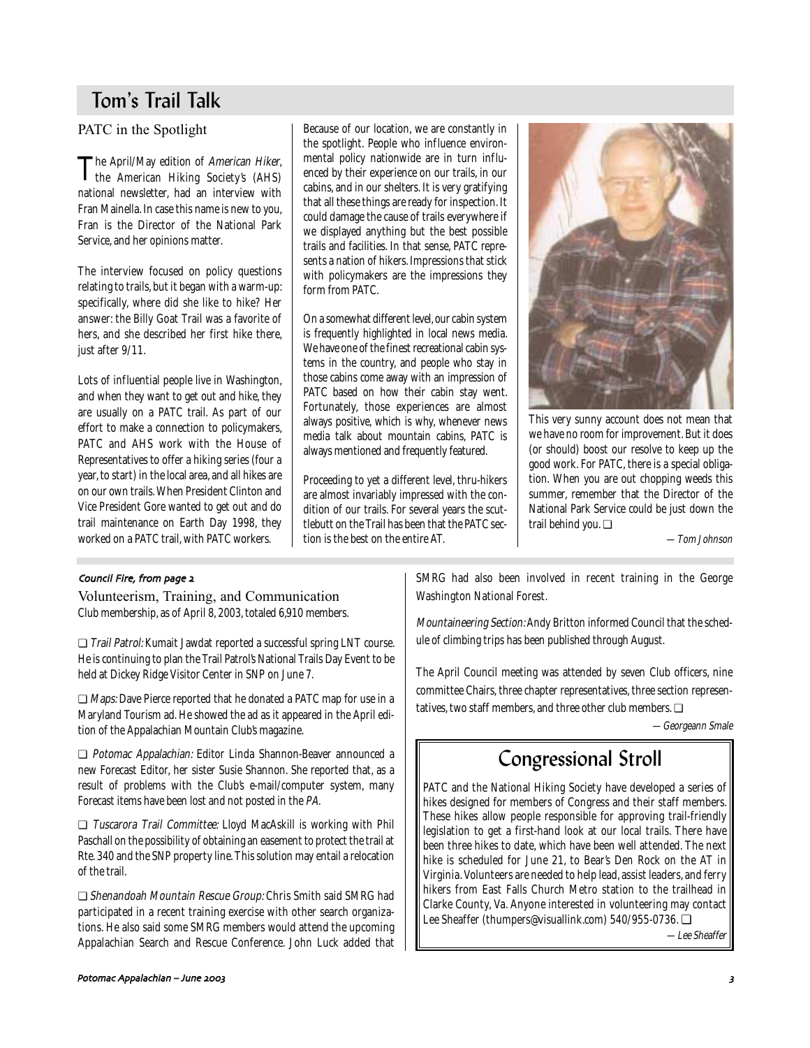# Tom's Trail Talk

## PATC in the Spotlight

The April/May edition of *American Hiker*, the American Hiking Society's (AHS) national newsletter, had an interview with Fran Mainella. In case this name is new to you, Fran is the Director of the National Park Service, and her opinions matter.

The interview focused on policy questions relating to trails, but it began with a warm-up: specifically, where did she like to hike? Her answer: the Billy Goat Trail was a favorite of hers, and she described her first hike there, just after 9/11.

Lots of influential people live in Washington, and when they want to get out and hike, they are usually on a PATC trail. As part of our effort to make a connection to policymakers, PATC and AHS work with the House of Representatives to offer a hiking series (four a year, to start) in the local area, and all hikes are on our own trails. When President Clinton and Vice President Gore wanted to get out and do trail maintenance on Earth Day 1998, they worked on a PATC trail, with PATC workers.

Because of our location, we are constantly in the spotlight. People who influence environmental policy nationwide are in turn influenced by their experience on our trails, in our cabins, and in our shelters. It is very gratifying that all these things are ready for inspection. It could damage the cause of trails everywhere if we displayed anything but the best possible trails and facilities. In that sense, PATC represents a nation of hikers. Impressions that stick with policymakers are the impressions they form from PATC.

On a somewhat different level, our cabin system is frequently highlighted in local news media. We have one of the finest recreational cabin systems in the country, and people who stay in those cabins come away with an impression of PATC based on how their cabin stay went. Fortunately, those experiences are almost always positive, which is why, whenever news media talk about mountain cabins, PATC is always mentioned and frequently featured.

Proceeding to yet a different level, thru-hikers are almost invariably impressed with the condition of our trails. For several years the scuttlebutt on the Trail has been that the PATC section is the best on the entire AT.

This very sunny account does not mean that we have no room for improvement. But it does (or should) boost our resolve to keep up the good work. For PATC, there is a special obligation. When you are out chopping weeds this summer, remember that the Director of the National Park Service could be just down the trail behind you. ❑

*— Tom Johnson*

*Council Fire, from page 2*

## Volunteerism, Training, and Communication

Club membership, as of April 8, 2003, totaled 6,910 members.

❑ *Trail Patrol:* Kumait Jawdat reported a successful spring LNT course. He is continuing to plan the Trail Patrol's National Trails Day Event to be held at Dickey Ridge Visitor Center in SNP on June 7.

❑ *Maps:* Dave Pierce reported that he donated a PATC map for use in a Maryland Tourism ad. He showed the ad as it appeared in the April edition of the Appalachian Mountain Club's magazine.

❑ *Potomac Appalachian:* Editor Linda Shannon-Beaver announced a new Forecast Editor, her sister Susie Shannon. She reported that, as a result of problems with the Club's e-mail/computer system, many Forecast items have been lost and not posted in the *PA*.

❑ *Tuscarora Trail Committee:* Lloyd MacAskill is working with Phil Paschall on the possibility of obtaining an easement to protect the trail at Rte. 340 and the SNP property line. This solution may entail a relocation of the trail.

❑ *Shenandoah Mountain Rescue Group:* Chris Smith said SMRG had participated in a recent training exercise with other search organizations. He also said some SMRG members would attend the upcoming Appalachian Search and Rescue Conference. John Luck added that SMRG had also been involved in recent training in the George Washington National Forest.

*Mountaineering Section:* Andy Britton informed Council that the schedule of climbing trips has been published through August.

The April Council meeting was attended by seven Club officers, nine committee Chairs, three chapter representatives, three section representatives, two staff members, and three other club members. ❑

*— Georgeann Smale*

# Congressional Stroll

PATC and the National Hiking Society have developed a series of hikes designed for members of Congress and their staff members. These hikes allow people responsible for approving trail-friendly legislation to get a first-hand look at our local trails. There have been three hikes to date, which have been well attended. The next hike is scheduled for June 21, to Bear's Den Rock on the AT in Virginia. Volunteers are needed to help lead, assist leaders, and ferry hikers from East Falls Church Metro station to the trailhead in Clarke County, Va. Anyone interested in volunteering may contact Lee Sheaffer (thumpers@visuallink.com) 540/955-0736. ❑

*— Lee Sheaffer*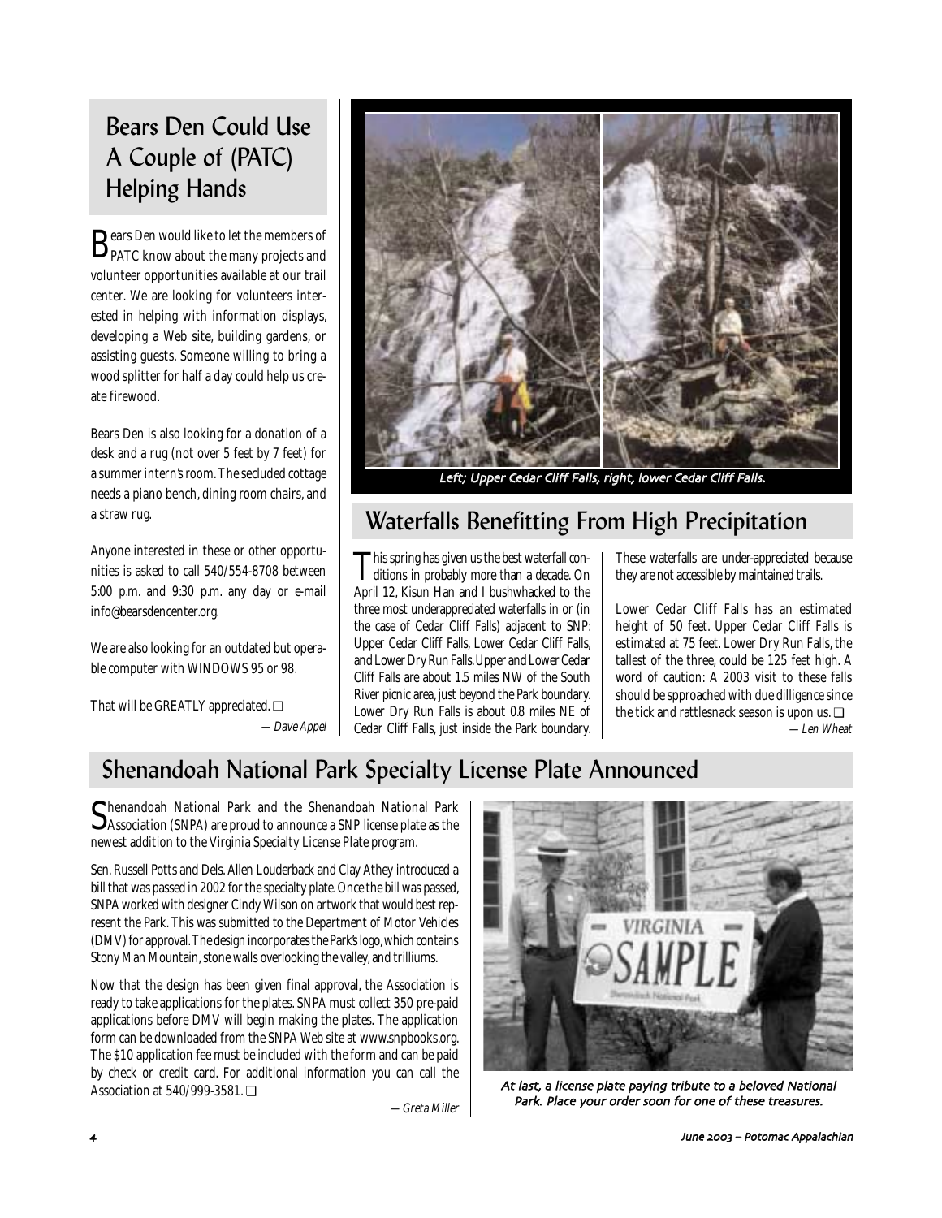## Bears Den Could Use A Couple of (PATC) Helping Hands

Bears Den would like to let the members of PATC know about the many projects and volunteer opportunities available at our trail center. We are looking for volunteers interested in helping with information displays, developing a Web site, building gardens, or assisting guests. Someone willing to bring a wood splitter for half a day could help us create firewood.

Bears Den is also looking for a donation of a desk and a rug (not over 5 feet by 7 feet) for a summer intern's room. The secluded cottage needs a piano bench, dining room chairs, and a straw rug.

Anyone interested in these or other opportunities is asked to call 540/554-8708 between 5:00 p.m. and 9:30 p.m. any day or e-mail info@bearsdencenter.org.

We are also looking for an outdated but operable computer with WINDOWS 95 or 98.

That will be GREATLY appreciated. ❑

*— Dave Appel*

Left; Upper Cedar Cliff Falls, right, lower Cedar Cliff Falls.

## Waterfalls Benefitting From High Precipitation

This spring has given us the best waterfall conditions in probably more than a decade. On April 12, Kisun Han and I bushwhacked to the three most underappreciated waterfalls in or (in the case of Cedar Cliff Falls) adjacent to SNP: Upper Cedar Cliff Falls, Lower Cedar Cliff Falls, and Lower Dry Run Falls. Upper and Lower Cedar Cliff Falls are about 1.5 miles NW of the South River picnic area, just beyond the Park boundary. Lower Dry Run Falls is about 0.8 miles NE of Cedar Cliff Falls, just inside the Park boundary. These waterfalls are under-appreciated because they are not accessible by maintained trails.

Lower Cedar Cliff Falls has an estimated height of 50 feet. Upper Cedar Cliff Falls is estimated at 75 feet. Lower Dry Run Falls, the tallest of the three, could be 125 feet high. A word of caution: A 2003 visit to these falls should be spproached with due dilligence since the tick and rattlesnake season is upon us. ❑

*— Len Wheat*

## Shenandoah National Park Specialty License Plate Announced

Shenandoah National Park and the Shenandoah National Park Association (SNPA) are proud to announce a SNP license plate as the newest addition to the Virginia Specialty License Plate program.

Sen. Russell Potts and Dels. Allen Louderback and Clay Athey introduced a bill that was passed in 2002 for the specialty plate. Once the bill was passed, SNPA worked with designer Cindy Wilson on artwork that would best represent the Park. This was submitted to the Department of Motor Vehicles (DMV) for approval. The design incorporates the Park's logo, which contains Stony Man Mountain, stone walls overlooking the valley, and trilliums.

Now that the design has been given final approval, the Association is ready to take applications for the plates. SNPA must collect 350 pre-paid applications before DMV will begin making the plates. The application form can be downloaded from the SNPA Web site at www.snpbooks.org. The $10 application fee must be included with the form and can be paid by check or credit card. For additional information you can call the Association at 540/999-3581. ❑

*— Greta Miller*

At last, a license plate paying tribute to a beloved National Park. Place your order soon for one of these treasures.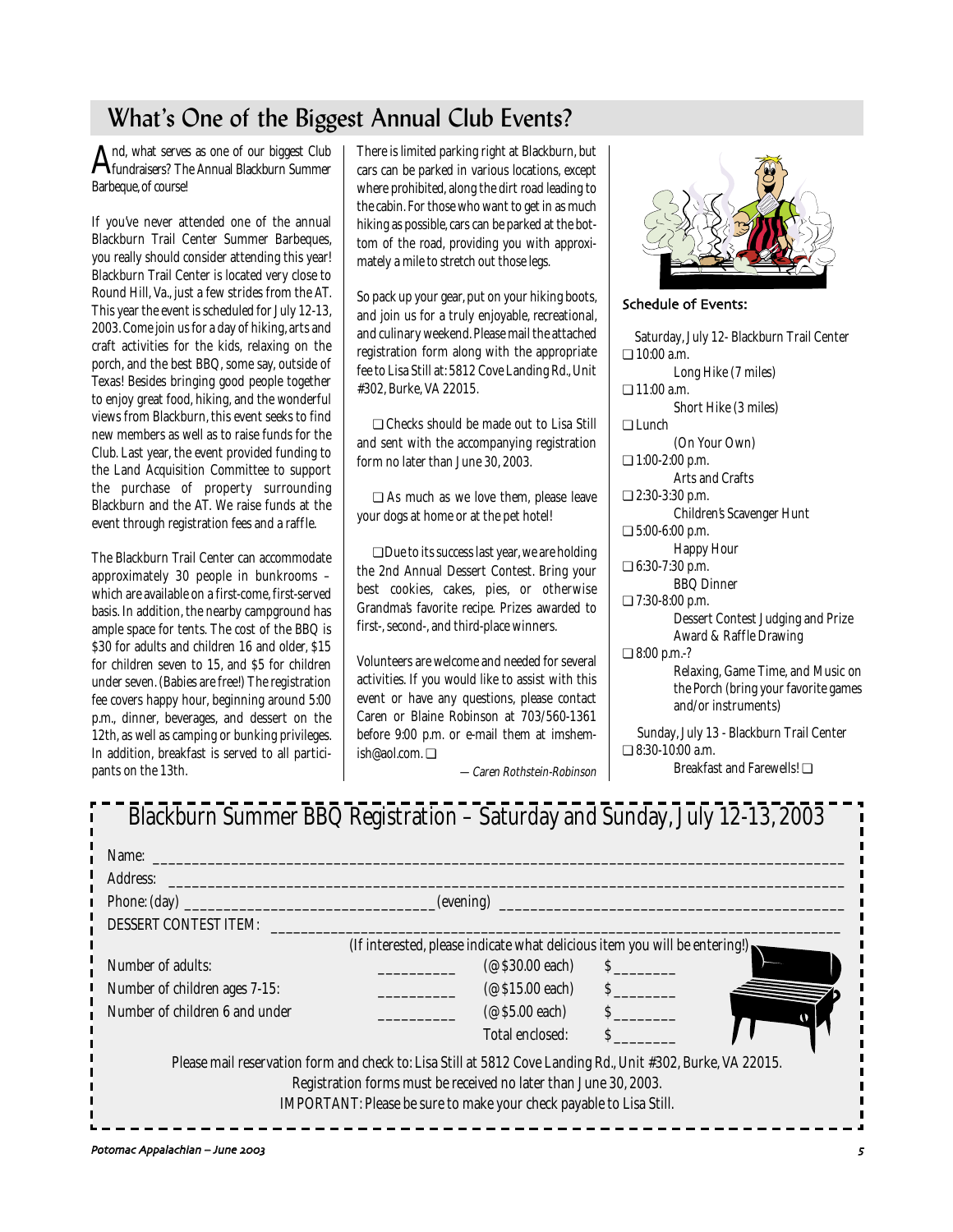## What's One of the Biggest Annual Club Events?

And, what serves as one of our biggest Club fundraisers? The Annual Blackburn Summer Barbeque, of course!

If you've never attended one of the annual Blackburn Trail Center Summer Barbeques, you really should consider attending this year! Blackburn Trail Center is located very close to Round Hill, Va., just a few strides from the AT. This year the event is scheduled for July 12-13, 2003. Come join us for a day of hiking, arts and craft activities for the kids, relaxing on the porch, and the best BBQ, some say, outside of Texas! Besides bringing good people together to enjoy great food, hiking, and the wonderful views from Blackburn, this event seeks to find new members as well as to raise funds for the Club. Last year, the event provided funding to the Land Acquisition Committee to support the purchase of property surrounding Blackburn and the AT. We raise funds at the event through registration fees and a raffle.

The Blackburn Trail Center can accommodate approximately 30 people in bunkrooms – which are available on a first-come, first-served basis. In addition, the nearby campground has ample space for tents. The cost of the BBQ is $30 for adults and children 16 and older, $15 for children seven to 15, and $5 for children under seven. (Babies are free!) The registration fee covers happy hour, beginning around 5:00 p.m., dinner, beverages, and dessert on the 12th, as well as camping or bunking privileges. In addition, breakfast is served to all participants on the 13th.

There is limited parking right at Blackburn, but cars can be parked in various locations, except where prohibited, along the dirt road leading to the cabin. For those who want to get in as much hiking as possible, cars can be parked at the bottom of the road, providing you with approximately a mile to stretch out those legs.

So pack up your gear, put on your hiking boots, and join us for a truly enjoyable, recreational, and culinary weekend. Please mail the attached registration form along with the appropriate fee to Lisa Still at: 5812 Cove Landing Rd., Unit #302, Burke, VA 22015.

❑ Checks should be made out to Lisa Still and sent with the accompanying registration form no later than June 30, 2003.

❑ As much as we love them, please leave your dogs at home or at the pet hotel!

❑ Due to its success last year, we are holding the 2nd Annual Dessert Contest. Bring your best cookies, cakes, pies, or otherwise Grandma's favorite recipe. Prizes awarded to first-, second-, and third-place winners.

Volunteers are welcome and needed for several activities. If you would like to assist with this event or have any questions, please contact Caren or Blaine Robinson at 703/560-1361 before 9:00 p.m. or e-mail them at imshemish@aol.com. ❑

*— Caren Rothstein-Robinson*

### Schedule of Events:

Saturday, July 12- Blackburn Trail Center

- ❑ 10:00 a.m. Long Hike (7 miles)
- ❑ 11:00 a.m. Short Hike (3 miles)
- ❑ Lunch (On Your Own)
- ❑ 1:00-2:00 p.m. Arts and Crafts
- ❑ 2:30-3:30 p.m. Children's Scavenger Hunt
- ❑ 5:00-6:00 p.m. Happy Hour
- ❑ 6:30-7:30 p.m. BBQ Dinner
- ❑ 7:30-8:00 p.m. Dessert Contest Judging and Prize Award & Raffle Drawing
- ❑ 8:00 p.m.-? Relaxing, Game Time, and Music on the Porch (bring your favorite games and/or instruments)

Sunday, July 13 - Blackburn Trail Center

- ❑ 8:30-10:00 a.m. Breakfast and Farewells! ❑

---

## Blackburn Summer BBQ Registration – Saturday and Sunday, July 12-13, 2003

Name: ______________________________

Address: ______________________________

Phone: (day) ____________________ (evening) ____________________

DESSERT CONTEST ITEM: ______________________________

(If interested, please indicate what delicious item you will be entering!)

| | | | |
|---|---|---|---|
| Number of adults: | ________ | (@ $30.00 each) | $ ________ |
| Number of children ages 7-15: | ________ | (@ $15.00 each) | $ ________ |
| Number of children 6 and under | ________ | (@ $5.00 each) | $ ________ |
| | | Total enclosed: | $ ________ |

Please mail reservation form and check to: Lisa Still at 5812 Cove Landing Rd., Unit #302, Burke, VA 22015.
Registration forms must be received no later than June 30, 2003.
IMPORTANT: Please be sure to make your check payable to Lisa Still.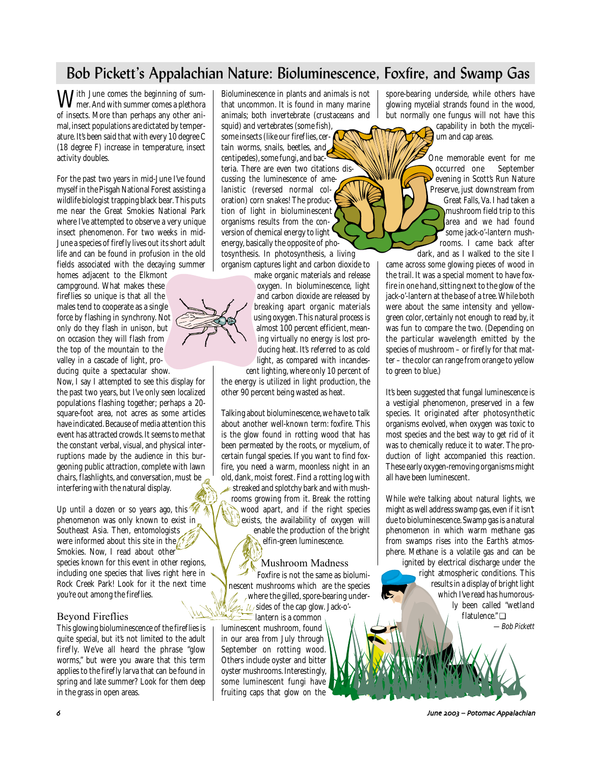## Bob Pickett's Appalachian Nature: Bioluminescence, Foxfire, and Swamp Gas

With June comes the beginning of summer. And with summer comes a plethora of insects. More than perhaps any other animal, insect populations are dictated by temperature. It's been said that with every 10 degree C (18 degree F) increase in temperature, insect activity doubles.

For the past two years in mid-June I've found myself in the Pisgah National Forest assisting a wildlife biologist trapping black bear. This puts me near the Great Smokies National Park where I've attempted to observe a very unique insect phenomenon. For two weeks in mid-June a species of firefly lives out its short adult life and can be found in profusion in the old fields associated with the decaying summer homes adjacent to the Elkmont campground. What makes these fireflies so unique is that all the males tend to cooperate as a single force by flashing in synchrony. Not only do they flash in unison, but on occasion they will flash from the top of the mountain to the valley in a cascade of light, producing quite a spectacular show.

Now, I say I attempted to see this display for the past two years, but I've only seen localized populations flashing together; perhaps a 20-square-foot area, not acres as some articles have indicated. Because of media attention this event has attracted crowds. It seems to me that the constant verbal, visual, and physical interruptions made by the audience in this burgeoning public attraction, complete with lawn chairs, flashlights, and conversation, must be interfering with the natural display.

Up until a dozen or so years ago, this phenomenon was only known to exist in Southeast Asia. Then, entomologists were informed about this site in the Smokies. Now, I read about other species known for this event in other regions, including one species that lives right here in Rock Creek Park! Look for it the next time you're out among the fireflies.

### Beyond Fireflies

This glowing bioluminescence of the fireflies is quite special, but it's not limited to the adult firefly. We've all heard the phrase "glow worms," but were you aware that this term applies to the firefly larva that can be found in spring and late summer? Look for them deep in the grass in open areas.

Bioluminescence in plants and animals is not that uncommon. It is found in many marine animals; both invertebrate (crustaceans and squid) and vertebrates (some fish), some insects (like our fireflies, certain worms, snails, beetles, and centipedes), some fungi, and bacteria. There are even two citations discussing the luminescence of amelanistic (reversed normal coloration) corn snakes! The production of light in bioluminescent organisms results from the conversion of chemical energy to light energy, basically the opposite of photosynthesis. In photosynthesis, a living organism captures light and carbon dioxide to make organic materials and release oxygen. In bioluminescence, light and carbon dioxide are released by breaking apart organic materials using oxygen. This natural process is almost 100 percent efficient, meaning virtually no energy is lost producing heat. It's referred to as cold light, as compared with incandescent lighting, where only 10 percent of the energy is utilized in light production, the other 90 percent being wasted as heat.

Talking about bioluminescence, we have to talk about another well-known term: foxfire. This is the glow found in rotting wood that has been permeated by the roots, or mycelium, of certain fungal species. If you want to find foxfire, you need a warm, moonless night in an old, dank, moist forest. Find a rotting log with streaked and splotchy bark and with mushrooms growing from it. Break the rotting wood apart, and if the right species exists, the availability of oxygen will enable the production of the bright elfin-green luminescence.

### Mushroom Madness

Foxfire is not the same as bioluminescent mushrooms which are the species where the gilled, spore-bearing undersides of the cap glow. Jack-o'-lantern is a common luminescent mushroom, found in our area from July through September on rotting wood. Others include oyster and bitter oyster mushrooms. Interestingly, some luminescent fungi have fruiting caps that glow on the spore-bearing underside, while others have glowing mycelial strands found in the wood, but normally one fungus will not have this capability in both the mycelium and cap areas.

One memorable event for me occurred one September evening in Scott's Run Nature Preserve, just downstream from Great Falls, Va. I had taken a mushroom field trip to this area and we had found some jack-o'-lantern mushrooms. I came back after dark, and as I walked to the site I came across some glowing pieces of wood in the trail. It was a special moment to have foxfire in one hand, sitting next to the glow of the jack-o'-lantern at the base of a tree. While both were about the same intensity and yellow-green color, certainly not enough to read by, it was fun to compare the two. (Depending on the particular wavelength emitted by the species of mushroom – or firefly for that matter – the color can range from orange to yellow to green to blue.)

It's been suggested that fungal luminescence is a vestigial phenomenon, preserved in a few species. It originated after photosynthetic organisms evolved, when oxygen was toxic to most species and the best way to get rid of it was to chemically reduce it to water. The production of light accompanied this reaction. These early oxygen-removing organisms might all have been luminescent.

While we're talking about natural lights, we might as well address swamp gas, even if it isn't due to bioluminescence. Swamp gas is a natural phenomenon in which warm methane gas from swamps rises into the Earth's atmosphere. Methane is a volatile gas and can be ignited by electrical discharge under the right atmospheric conditions. This results in a display of bright light which I've read has humorously been called "wetland flatulence." ❑

*— Bob Pickett*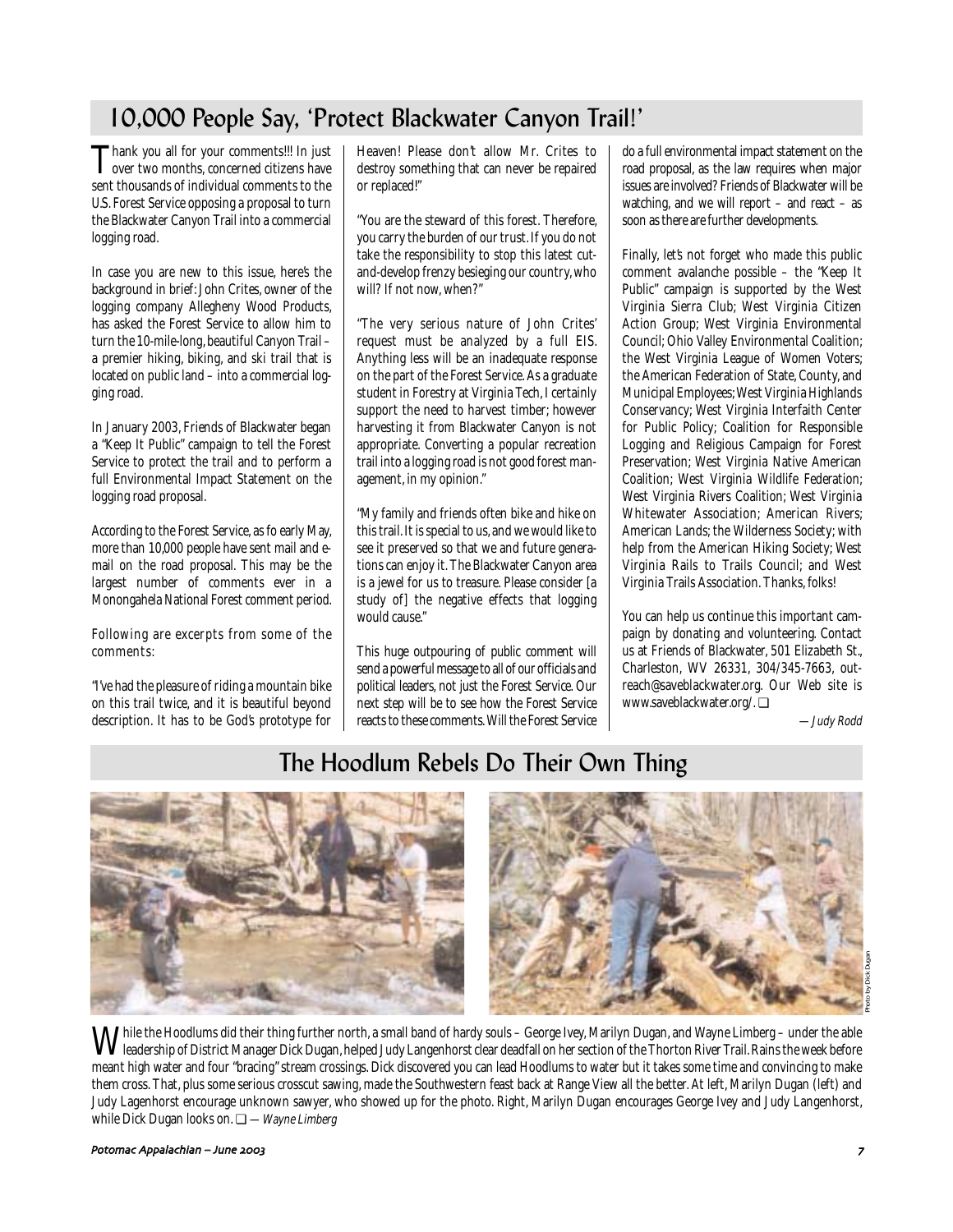## 10,000 People Say, 'Protect Blackwater Canyon Trail!'

Thank you all for your comments!!! In just over two months, concerned citizens have sent thousands of individual comments to the U.S. Forest Service opposing a proposal to turn the Blackwater Canyon Trail into a commercial logging road.

In case you are new to this issue, here's the background in brief: John Crites, owner of the logging company Allegheny Wood Products, has asked the Forest Service to allow him to turn the 10-mile-long, beautiful Canyon Trail – a premier hiking, biking, and ski trail that is located on public land – into a commercial logging road.

In January 2003, Friends of Blackwater began a "Keep It Public" campaign to tell the Forest Service to protect the trail and to perform a full Environmental Impact Statement on the logging road proposal.

According to the Forest Service, as fo early May, more than 10,000 people have sent mail and e-mail on the road proposal. This may be the largest number of comments ever in a Monongahela National Forest comment period.

Following are excerpts from some of the comments:

"I've had the pleasure of riding a mountain bike on this trail twice, and it is beautiful beyond description. It has to be God's prototype for Heaven! Please don't allow Mr. Crites to destroy something that can never be repaired or replaced!"

"You are the steward of this forest. Therefore, you carry the burden of our trust. If you do not take the responsibility to stop this latest cut-and-develop frenzy besieging our country, who will? If not now, when?"

"The very serious nature of John Crites' request must be analyzed by a full EIS. Anything less will be an inadequate response on the part of the Forest Service. As a graduate student in Forestry at Virginia Tech, I certainly support the need to harvest timber; however harvesting it from Blackwater Canyon is not appropriate. Converting a popular recreation trail into a logging road is not good forest management, in my opinion."

"My family and friends often bike and hike on this trail. It is special to us, and we would like to see it preserved so that we and future generations can enjoy it. The Blackwater Canyon area is a jewel for us to treasure. Please consider [a study of] the negative effects that logging would cause."

This huge outpouring of public comment will send a powerful message to all of our officials and political leaders, not just the Forest Service. Our next step will be to see how the Forest Service reacts to these comments. Will the Forest Service do a full environmental impact statement on the road proposal, as the law requires when major issues are involved? Friends of Blackwater will be watching, and we will report – and react – as soon as there are further developments.

Finally, let's not forget who made this public comment avalanche possible – the "Keep It Public" campaign is supported by the West Virginia Sierra Club; West Virginia Citizen Action Group; West Virginia Environmental Council; Ohio Valley Environmental Coalition; the West Virginia League of Women Voters; the American Federation of State, County, and Municipal Employees; West Virginia Highlands Conservancy; West Virginia Interfaith Center for Public Policy; Coalition for Responsible Logging and Religious Campaign for Forest Preservation; West Virginia Native American Coalition; West Virginia Wildlife Federation; West Virginia Rivers Coalition; West Virginia Whitewater Association; American Rivers; American Lands; the Wilderness Society; with help from the American Hiking Society; West Virginia Rails to Trails Council; and West Virginia Trails Association. Thanks, folks!

You can help us continue this important campaign by donating and volunteering. Contact us at Friends of Blackwater, 501 Elizabeth St., Charleston, WV 26331, 304/345-7663, outreach@saveblackwater.org. Our Web site is www.saveblackwater.org/. ❑

*— Judy Rodd*

## The Hoodlum Rebels Do Their Own Thing

Photo by Dick Dugan

While the Hoodlums did their thing further north, a small band of hardy souls – George Ivey, Marilyn Dugan, and Wayne Limberg – under the able leadership of District Manager Dick Dugan, helped Judy Langenhorst clear deadfall on her section of the Thorton River Trail. Rains the week before meant high water and four "bracing" stream crossings. Dick discovered you can lead Hoodlums to water but it takes some time and convincing to make them cross. That, plus some serious crosscut sawing, made the Southwestern feast back at Range View all the better. At left, Marilyn Dugan (left) and Judy Lagenhorst encourage unknown sawyer, who showed up for the photo. Right, Marilyn Dugan encourages George Ivey and Judy Langenhorst, while Dick Dugan looks on. ❑ *— Wayne Limberg*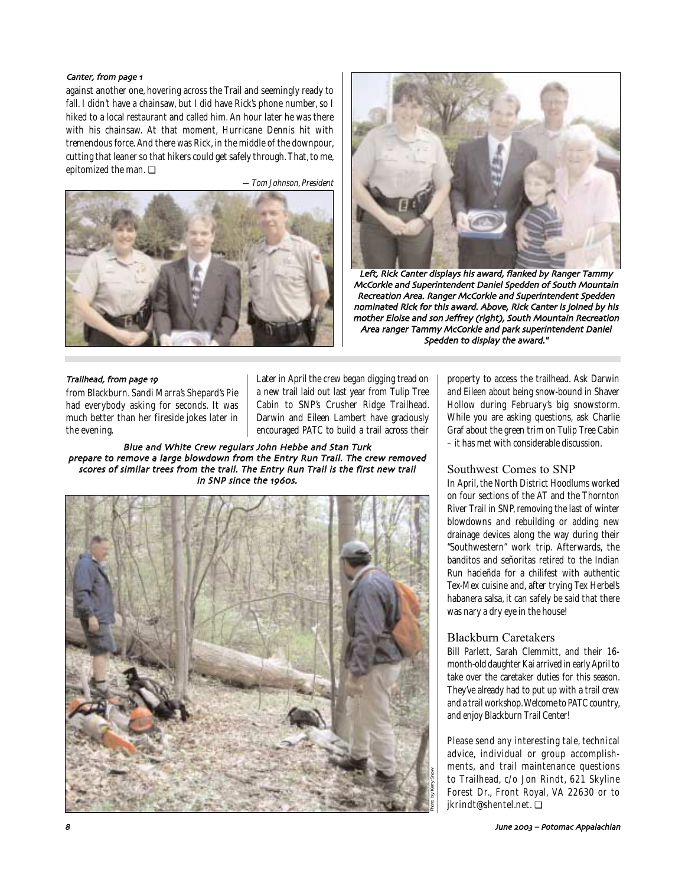*Canter, from page 1*

against another one, hovering across the Trail and seemingly ready to fall. I didn't have a chainsaw, but I did have Rick's phone number, so I hiked to a local restaurant and called him. An hour later he was there with his chainsaw. At that moment, Hurricane Dennis hit with tremendous force. And there was Rick, in the middle of the downpour, cutting that leaner so that hikers could get safely through. That, to me, epitomized the man. ❑

*— Tom Johnson, President*

*Left, Rick Canter displays his award, flanked by Ranger Tammy McCorkle and Superintendent Daniel Spedden of South Mountain Recreation Area. Ranger McCorkle and Superintendent Spedden nominated Rick for this award. Above, Rick Canter is joined by his mother Eloise and son Jeffrey (right), South Mountain Recreation Area ranger Tammy McCorkle and park superintendent Daniel Spedden to display the award."*

*Trailhead, from page 19*

from Blackburn. Sandi Marra's Shepard's Pie had everybody asking for seconds. It was much better than her fireside jokes later in the evening.

Later in April the crew began digging tread on a new trail laid out last year from Tulip Tree Cabin to SNP's Crusher Ridge Trailhead. Darwin and Eileen Lambert have graciously encouraged PATC to build a trail across their property to access the trailhead. Ask Darwin and Eileen about being snow-bound in Shaver Hollow during February's big snowstorm. While you are asking questions, ask Charlie Graf about the green trim on Tulip Tree Cabin – it has met with considerable discussion.

*Blue and White Crew regulars John Hebbe and Stan Turk prepare to remove a large blowdown from the Entry Run Trail. The crew removed scores of similar trees from the trail. The Entry Run Trail is the first new trail in SNP since the 1960s.*

Photo by Kerry Snow

## Southwest Comes to SNP

In April, the North District Hoodlums worked on four sections of the AT and the Thornton River Trail in SNP, removing the last of winter blowdowns and rebuilding or adding new drainage devices along the way during their "Southwestern" work trip. Afterwards, the banditos and señoritas retired to the Indian Run hacieñda for a chilifest with authentic Tex-Mex cuisine and, after trying Tex Herbel's habanera salsa, it can safely be said that there was nary a dry eye in the house!

## Blackburn Caretakers

Bill Parlett, Sarah Clemmitt, and their 16-month-old daughter Kai arrived in early April to take over the caretaker duties for this season. They've already had to put up with a trail crew and a trail workshop. Welcome to PATC country, and enjoy Blackburn Trail Center!

Please send any interesting tale, technical advice, individual or group accomplishments, and trail maintenance questions to Trailhead, c/o Jon Rindt, 621 Skyline Forest Dr., Front Royal, VA 22630 or to jkrindt@shentel.net. ❑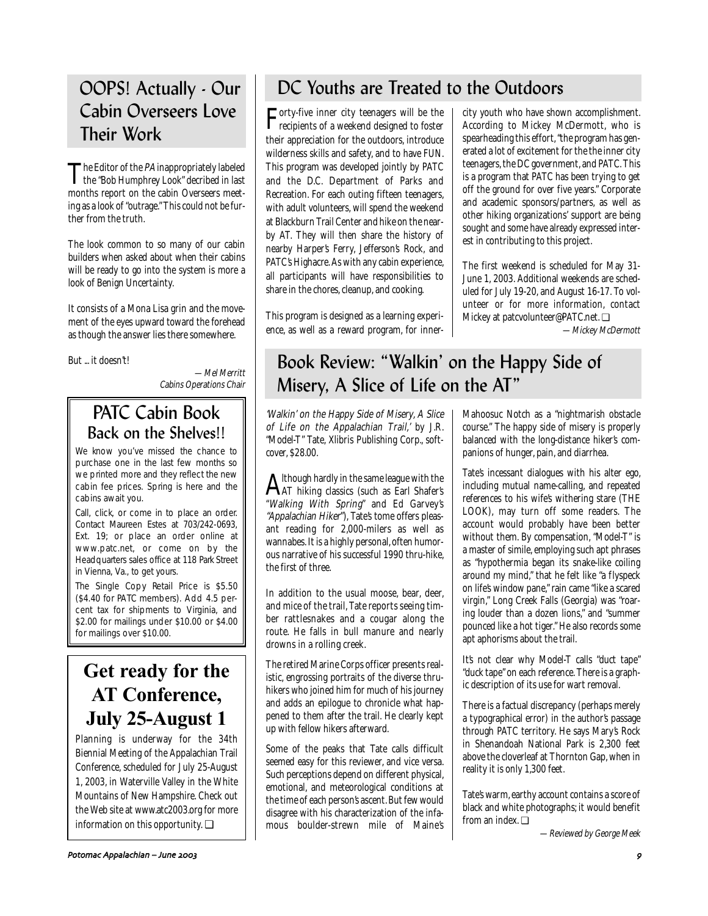## OOPS! Actually - Our Cabin Overseers Love Their Work

The Editor of the *PA* inappropriately labeled the "Bob Humphrey Look" decribed in last months report on the cabin Overseers meeting as a look of "outrage." This could not be further from the truth.

The look common to so many of our cabin builders when asked about when their cabins will be ready to go into the system is more a look of Benign Uncertainty.

It consists of a Mona Lisa grin and the movement of the eyes upward toward the forehead as though the answer lies there somewhere.

But ... it doesn't!

*— Mel Merritt*
*Cabins Operations Chair*

## PATC Cabin Book Back on the Shelves!!

We know you've missed the chance to purchase one in the last few months so we printed more and they reflect the new cabin fee prices. Spring is here and the cabins await you.

Call, click, or come in to place an order. Contact Maureen Estes at 703/242-0693, Ext. 19; or place an order online at www.patc.net, or come on by the Headquarters sales office at 118 Park Street in Vienna, Va., to get yours.

The Single Copy Retail Price is $5.50 ($4.40 for PATC members). Add 4.5 percent tax for shipments to Virginia, and $2.00 for mailings under $10.00 or $4.00 for mailings over $10.00.

## Get ready for the AT Conference, July 25-August 1

Planning is underway for the 34th Biennial Meeting of the Appalachian Trail Conference, scheduled for July 25-August 1, 2003, in Waterville Valley in the White Mountains of New Hampshire. Check out the Web site at www.atc2003.org for more information on this opportunity. ❑

## DC Youths are Treated to the Outdoors

Forty-five inner city teenagers will be the recipients of a weekend designed to foster their appreciation for the outdoors, introduce wilderness skills and safety, and to have FUN. This program was developed jointly by PATC and the D.C. Department of Parks and Recreation. For each outing fifteen teenagers, with adult volunteers, will spend the weekend at Blackburn Trail Center and hike on the nearby AT. They will then share the history of nearby Harper's Ferry, Jefferson's Rock, and PATC's Highacre. As with any cabin experience, all participants will have responsibilities to share in the chores, cleanup, and cooking.

This program is designed as a learning experience, as well as a reward program, for inner-city youth who have shown accomplishment. According to Mickey McDermott, who is spearheading this effort, "the program has generated a lot of excitement for the the inner city teenagers, the DC government, and PATC. This is a program that PATC has been trying to get off the ground for over five years." Corporate and academic sponsors/partners, as well as other hiking organizations' support are being sought and some have already expressed interest in contributing to this project.

The first weekend is scheduled for May 31-June 1, 2003. Additional weekends are scheduled for July 19-20, and August 16-17. To volunteer or for more information, contact Mickey at patcvolunteer@PATC.net. ❑

*— Mickey McDermott*

## Book Review: "Walkin' on the Happy Side of Misery, A Slice of Life on the AT"

*'Walkin' on the Happy Side of Misery, A Slice of Life on the Appalachian Trail,'* by J.R. "Model-T" Tate, Xlibris Publishing Corp., softcover, $28.00.

Although hardly in the same league with the AT hiking classics (such as Earl Shafer's "*Walking With Spring*" and Ed Garvey's "*Appalachian Hiker*"), Tate's tome offers pleasant reading for 2,000-milers as well as wannabes. It is a highly personal, often humorous narrative of his successful 1990 thru-hike, the first of three.

In addition to the usual moose, bear, deer, and mice of the trail, Tate reports seeing timber rattlesnakes and a cougar along the route. He falls in bull manure and nearly drowns in a rolling creek.

The retired Marine Corps officer presents realistic, engrossing portraits of the diverse thru-hikers who joined him for much of his journey and adds an epilogue to chronicle what happened to them after the trail. He clearly kept up with fellow hikers afterward.

Some of the peaks that Tate calls difficult seemed easy for this reviewer, and vice versa. Such perceptions depend on different physical, emotional, and meteorological conditions at the time of each person's ascent. But few would disagree with his characterization of the infamous boulder-strewn mile of Maine's Mahoosuc Notch as a "nightmarish obstacle course." The happy side of misery is properly balanced with the long-distance hiker's companions of hunger, pain, and diarrhea.

Tate's incessant dialogues with his alter ego, including mutual name-calling, and repeated references to his wife's withering stare (THE LOOK), may turn off some readers. The account would probably have been better without them. By compensation, "Model-T" is a master of simile, employing such apt phrases as "hypothermia began its snake-like coiling around my mind," that he felt like "a flyspeck on life's window pane," rain came "like a scared virgin," Long Creek Falls (Georgia) was "roaring louder than a dozen lions," and "summer pounced like a hot tiger." He also records some apt aphorisms about the trail.

It's not clear why Model-T calls "duct tape" "duck tape" on each reference. There is a graphic description of its use for wart removal.

There is a factual discrepancy (perhaps merely a typographical error) in the author's passage through PATC territory. He says Mary's Rock in Shenandoah National Park is 2,300 feet above the cloverleaf at Thornton Gap, when in reality it is only 1,300 feet.

Tate's warm, earthy account contains a score of black and white photographs; it would benefit from an index. ❑

*— Reviewed by George Meek*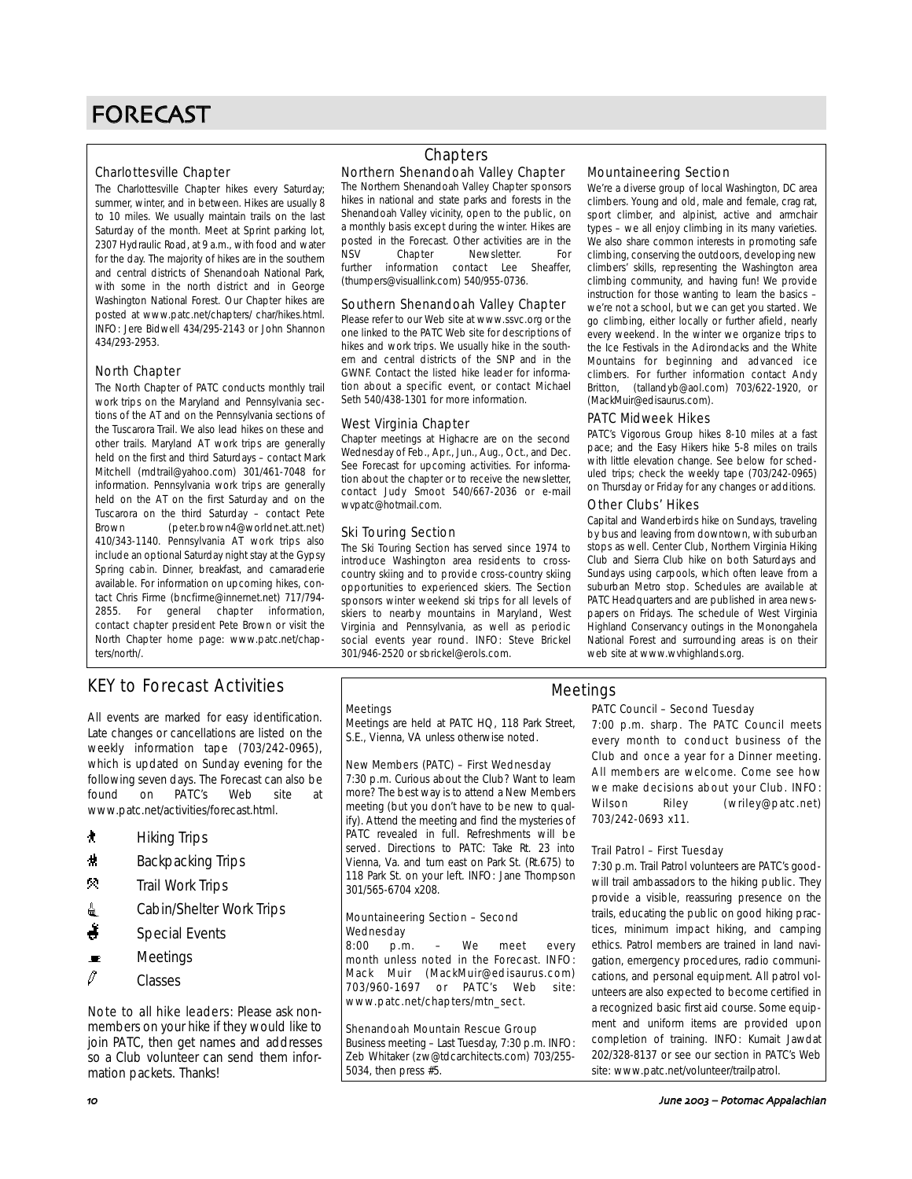# FORECAST

## Chapters

### Charlottesville Chapter

The Charlottesville Chapter hikes every Saturday; summer, winter, and in between. Hikes are usually 8 to 10 miles. We usually maintain trails on the last Saturday of the month. Meet at Sprint parking lot, 2307 Hydraulic Road, at 9 a.m., with food and water for the day. The majority of hikes are in the southern and central districts of Shenandoah National Park, with some in the north district and in George Washington National Forest. Our Chapter hikes are posted at www.patc.net/chapters/ char/hikes.html. INFO: Jere Bidwell 434/295-2143 or John Shannon 434/293-2953.

### North Chapter

The North Chapter of PATC conducts monthly trail work trips on the Maryland and Pennsylvania sections of the AT and on the Pennsylvania sections of the Tuscarora Trail. We also lead hikes on these and other trails. Maryland AT work trips are generally held on the first and third Saturdays – contact Mark Mitchell (mdtrail@yahoo.com) 301/461-7048 for information. Pennsylvania work trips are generally held on the AT on the first Saturday and on the Tuscarora on the third Saturday – contact Pete Brown (peter.brown4@worldnet.att.net) 410/343-1140. Pennsylvania AT work trips also include an optional Saturday night stay at the Gypsy Spring cabin. Dinner, breakfast, and camaraderie available. For information on upcoming hikes, contact Chris Firme (bncfirme@innernet.net) 717/794-2855. For general chapter information, contact chapter president Pete Brown or visit the North Chapter home page: www.patc.net/chapters/north/.

### Northern Shenandoah Valley Chapter

The Northern Shenandoah Valley Chapter sponsors hikes in national and state parks and forests in the Shenandoah Valley vicinity, open to the public, on a monthly basis except during the winter. Hikes are posted in the Forecast. Other activities are in the NSV Chapter Newsletter. For further information contact Lee Sheaffer, (thumpers@visuallink.com) 540/955-0736.

### Southern Shenandoah Valley Chapter

Please refer to our Web site at www.ssvc.org or the one linked to the PATC Web site for descriptions of hikes and work trips. We usually hike in the southern and central districts of the SNP and in the GWNF. Contact the listed hike leader for information about a specific event, or contact Michael Seth 540/438-1301 for more information.

### West Virginia Chapter

Chapter meetings at Highacre are on the second Wednesday of Feb., Apr., Jun., Aug., Oct., and Dec. See Forecast for upcoming activities. For information about the chapter or to receive the newsletter, contact Judy Smoot 540/667-2036 or e-mail wvpatc@hotmail.com.

### Ski Touring Section

The Ski Touring Section has served since 1974 to introduce Washington area residents to cross-country skiing and to provide cross-country skiing opportunities to experienced skiers. The Section sponsors winter weekend ski trips for all levels of skiers to nearby mountains in Maryland, West Virginia and Pennsylvania, as well as periodic social events year round. INFO: Steve Brickel 301/946-2520 or sbrickel@erols.com.

### Mountaineering Section

We're a diverse group of local Washington, DC area climbers. Young and old, male and female, crag rat, sport climber, and alpinist, active and armchair types – we all enjoy climbing in its many varieties. We also share common interests in promoting safe climbing, conserving the outdoors, developing new climbers' skills, representing the Washington area climbing community, and having fun! We provide instruction for those wanting to learn the basics – we're not a school, but we can get you started. We go climbing, either locally or further afield, nearly every weekend. In the winter we organize trips to the Ice Festivals in the Adirondacks and the White Mountains for beginning and advanced ice climbers. For further information contact Andy Britton, (tallandyb@aol.com) 703/622-1920, or (MackMuir@edisaurus.com).

### PATC Midweek Hikes

PATC's Vigorous Group hikes 8-10 miles at a fast pace; and the Easy Hikers hike 5-8 miles on trails with little elevation change. See below for scheduled trips; check the weekly tape (703/242-0965) on Thursday or Friday for any changes or additions.

### Other Clubs' Hikes

Capital and Wanderbirds hike on Sundays, traveling by bus and leaving from downtown, with suburban stops as well. Center Club, Northern Virginia Hiking Club and Sierra Club hike on both Saturdays and Sundays using carpools, which often leave from a suburban Metro stop. Schedules are available at PATC Headquarters and are published in area newspapers on Fridays. The schedule of West Virginia Highland Conservancy outings in the Monongahela National Forest and surrounding areas is on their web site at www.wvhighlands.org.

## KEY to Forecast Activities

All events are marked for easy identification. Late changes or cancellations are listed on the weekly information tape (703/242-0965), which is updated on Sunday evening for the following seven days. The Forecast can also be found on PATC's Web site at www.patc.net/activities/forecast.html.

- Hiking Trips
- Backpacking Trips
- Trail Work Trips
- Cabin/Shelter Work Trips
- Special Events
- Meetings
- Classes

*Note to all hike leaders: Please ask non-members on your hike if they would like to join PATC, then get names and addresses so a Club volunteer can send them information packets. Thanks!*

## Meetings

### Meetings

Meetings are held at PATC HQ, 118 Park Street, S.E., Vienna, VA unless otherwise noted.

### New Members (PATC) – First Wednesday

7:30 p.m. Curious about the Club? Want to learn more? The best way is to attend a New Members meeting (but you don't have to be new to qualify). Attend the meeting and find the mysteries of PATC revealed in full. Refreshments will be served. Directions to PATC: Take Rt. 23 into Vienna, Va. and turn east on Park St. (Rt.675) to 118 Park St. on your left. INFO: Jane Thompson 301/565-6704 x208.

### Mountaineering Section – Second Wednesday

8:00 p.m. – We meet every month unless noted in the Forecast. INFO: Mack Muir (MackMuir@edisaurus.com) 703/960-1697 or PATC's Web site: www.patc.net/chapters/mtn_sect.

### Shenandoah Mountain Rescue Group

Business meeting – Last Tuesday, 7:30 p.m. INFO: Zeb Whitaker (zw@tdcarchitects.com) 703/255-5034, then press #5.

### PATC Council – Second Tuesday

7:00 p.m. sharp. The PATC Council meets every month to conduct business of the Club and once a year for a Dinner meeting. All members are welcome. Come see how we make decisions about your Club. INFO: Wilson Riley (wriley@patc.net) 703/242-0693 x11.

### Trail Patrol – First Tuesday

7:30 p.m. Trail Patrol volunteers are PATC's goodwill trail ambassadors to the hiking public. They provide a visible, reassuring presence on the trails, educating the public on good hiking practices, minimum impact hiking, and camping ethics. Patrol members are trained in land navigation, emergency procedures, radio communications, and personal equipment. All patrol volunteers are also expected to become certified in a recognized basic first aid course. Some equipment and uniform items are provided upon completion of training. INFO: Kumait Jawdat 202/328-8137 or see our section in PATC's Web site: www.patc.net/volunteer/trailpatrol.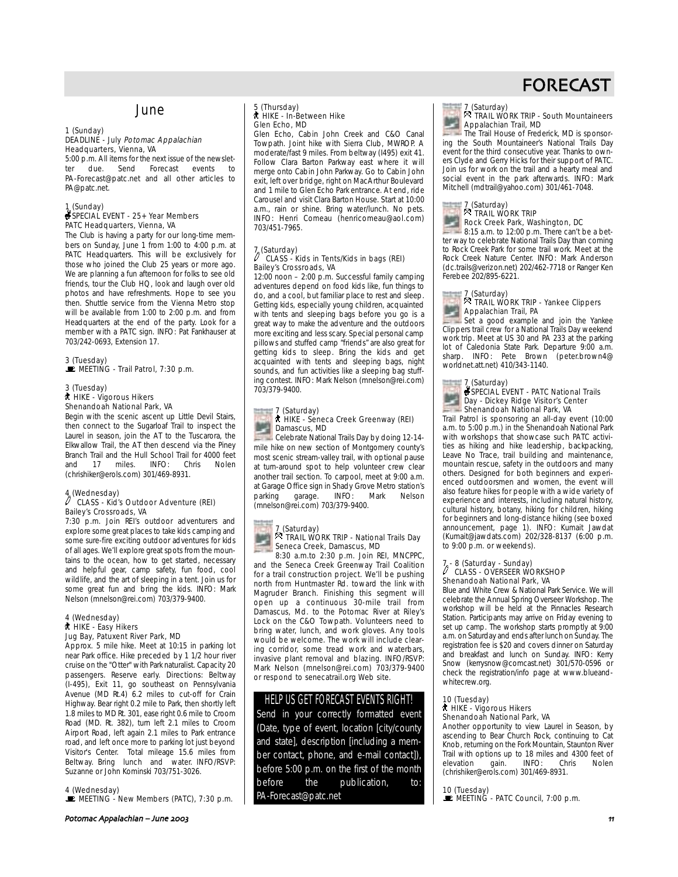# FORECAST

## June

1 (Sunday)
DEADLINE - July *Potomac Appalachian*
Headquarters, Vienna, VA
5:00 p.m. All items for the next issue of the newsletter due. Send Forecast events to PA-Forecast@patc.net and all other articles to PA@patc.net.

1 (Sunday)
SPECIAL EVENT - 25+ Year Members
PATC Headquarters, Vienna, VA
The Club is having a party for our long-time members on Sunday, June 1 from 1:00 to 4:00 p.m. at PATC Headquarters. This will be exclusively for those who joined the Club 25 years or more ago. We are planning a fun afternoon for folks to see old friends, tour the Club HQ, look and laugh over old photos and have refreshments. Hope to see you then. Shuttle service from the Vienna Metro stop will be available from 1:00 to 2:00 p.m. and from Headquarters at the end of the party. Look for a member with a PATC sign. INFO: Pat Fankhauser at 703/242-0693, Extension 17.

3 (Tuesday)
MEETING - Trail Patrol, 7:30 p.m.

3 (Tuesday)
HIKE - Vigorous Hikers
Shenandoah National Park, VA
Begin with the scenic ascent up Little Devil Stairs, then connect to the Sugarloaf Trail to inspect the Laurel in season, join the AT to the Tuscarora, the Elkwallow Trail, the AT then descend via the Piney Branch Trail and the Hull School Trail for 4000 feet and 17 miles. INFO: Chris Nolen (chrishiker@erols.com) 301/469-8931.

4 (Wednesday)
CLASS - Kid's Outdoor Adventure (REI)
Bailey's Crossroads, VA
7:30 p.m. Join REI's outdoor adventurers and explore some great places to take kids camping and some sure-fire exciting outdoor adventures for kids of all ages. We'll explore great spots from the mountains to the ocean, how to get started, necessary and helpful gear, camp safety, fun food, cool wildlife, and the art of sleeping in a tent. Join us for some great fun and bring the kids. INFO: Mark Nelson (mnelson@rei.com) 703/379-9400.

4 (Wednesday)
HIKE - Easy Hikers
Jug Bay, Patuxent River Park, MD
Approx. 5 mile hike. Meet at 10:15 in parking lot near Park office. Hike preceded by 1 1/2 hour river cruise on the "Otter" with Park naturalist. Capacity 20 passengers. Reserve early. Directions: Beltway (I-495), Exit 11, go southeast on Pennsylvania Avenue (MD Rt.4) 6.2 miles to cut-off for Crain Highway. Bear right 0.2 mile to Park, then shortly left 1.8 miles to MD Rt. 301, ease right 0.6 mile to Croom Road (MD. Rt. 382), turn left 2.1 miles to Croom Airport Road, left again 2.1 miles to Park entrance road, and left once more to parking lot just beyond Visitor's Center. Total mileage 15.6 miles from Beltway. Bring lunch and water. INFO/RSVP: Suzanne or John Kominski 703/751-3026.

4 (Wednesday)
MEETING - New Members (PATC), 7:30 p.m.

5 (Thursday)
HIKE - In-Between Hike
Glen Echo, MD
Glen Echo, Cabin John Creek and C&O Canal Towpath. Joint hike with Sierra Club, MWROP. A moderate/fast 9 miles. From beltway (I495) exit 41. Follow Clara Barton Parkway east where it will merge onto Cabin John Parkway. Go to Cabin John exit, left over bridge, right on MacArthur Boulevard and 1 mile to Glen Echo Park entrance. At end, ride Carousel and visit Clara Barton House. Start at 10:00 a.m., rain or shine. Bring water/lunch. No pets. INFO: Henri Comeau (henricomeau@aol.com) 703/451-7965.

7 (Saturday)
CLASS - Kids in Tents/Kids in bags (REI)
Bailey's Crossroads, VA
12:00 noon – 2:00 p.m. Successful family camping adventures depend on food kids like, fun things to do, and a cool, but familiar place to rest and sleep. Getting kids, especially young children, acquainted with tents and sleeping bags before you go is a great way to make the adventure and the outdoors more exciting and less scary. Special personal camp pillows and stuffed camp "friends" are also great for getting kids to sleep. Bring the kids and get acquainted with tents and sleeping bags, night sounds, and fun activities like a sleeping bag stuffing contest. INFO: Mark Nelson (mnelson@rei.com) 703/379-9400.

7 (Saturday)
HIKE - Seneca Creek Greenway (REI)
Damascus, MD
Celebrate National Trails Day by doing 12-14-mile hike on new section of Montgomery county's most scenic stream-valley trail, with optional pause at turn-around spot to help volunteer crew clear another trail section. To carpool, meet at 9:00 a.m. at Garage Office sign in Shady Grove Metro station's parking garage. INFO: Mark Nelson (mnelson@rei.com) 703/379-9400.

7 (Saturday)
TRAIL WORK TRIP - National Trails Day
Seneca Creek, Damascus, MD
8:30 a.m.to 2:30 p.m. Join REI, MNCPPC, and the Seneca Creek Greenway Trail Coalition for a trail construction project. We'll be pushing north from Huntmaster Rd. toward the link with Magruder Branch. Finishing this segment will open up a continuous 30-mile trail from Damascus, Md. to the Potomac River at Riley's Lock on the C&O Towpath. Volunteers need to bring water, lunch, and work gloves. Any tools would be welcome. The work will include clearing corridor, some tread work and waterbars, invasive plant removal and blazing. INFO/RSVP: Mark Nelson (mnelson@rei.com) 703/379-9400 or respond to senecatrail.org Web site.

> **HELP US GET FORECAST EVENTS RIGHT!**
> Send in your correctly formatted event (Date, type of event, location [city/county and state], description [including a member contact, phone, and e-mail contact]), before 5:00 p.m. on the first of the month before the publication, to: PA-Forecast@patc.net

7 (Saturday)
TRAIL WORK TRIP - South Mountaineers
Appalachian Trail, MD
The Trail House of Frederick, MD is sponsoring the South Mountaineer's National Trails Day event for the third consecutive year. Thanks to owners Clyde and Gerry Hicks for their support of PATC. Join us for work on the trail and a hearty meal and social event in the park afterwards. INFO: Mark Mitchell (mdtrail@yahoo.com) 301/461-7048.

7 (Saturday)
TRAIL WORK TRIP
Rock Creek Park, Washington, DC
8:15 a.m. to 12:00 p.m. There can't be a better way to celebrate National Trails Day than coming to Rock Creek Park for some trail work. Meet at the Rock Creek Nature Center. INFO: Mark Anderson (dc.trails@verizon.net) 202/462-7718 or Ranger Ken Ferebee 202/895-6221.

7 (Saturday)
TRAIL WORK TRIP - Yankee Clippers
Appalachian Trail, PA
Set a good example and join the Yankee Clippers trail crew for a National Trails Day weekend work trip. Meet at US 30 and PA 233 at the parking lot of Caledonia State Park. Departure 9:00 a.m. sharp. INFO: Pete Brown (peter.brown4@worldnet.att.net) 410/343-1140.

7 (Saturday)
SPECIAL EVENT - PATC National Trails Day - Dickey Ridge Visitor's Center
Shenandoah National Park, VA
Trail Patrol is sponsoring an all-day event (10:00 a.m. to 5:00 p.m.) in the Shenandoah National Park with workshops that showcase such PATC activities as hiking and hike leadership, backpacking, Leave No Trace, trail building and maintenance, mountain rescue, safety in the outdoors and many others. Designed for both beginners and experienced outdoorsmen and women, the event will also feature hikes for people with a wide variety of experience and interests, including natural history, cultural history, botany, hiking for children, hiking for beginners and long-distance hiking (see boxed announcement, page 1). INFO: Kumait Jawdat (Kumait@jawdats.com) 202/328-8137 (6:00 p.m. to 9:00 p.m. or weekends).

7 - 8 (Saturday - Sunday)
CLASS - OVERSEER WORKSHOP
Shenandoah National Park, VA
Blue and White Crew & National Park Service. We will celebrate the Annual Spring Overseer Workshop. The workshop will be held at the Pinnacles Research Station. Participants may arrive on Friday evening to set up camp. The workshop starts promptly at 9:00 a.m. on Saturday and ends after lunch on Sunday. The registration fee is $20 and covers dinner on Saturday and breakfast and lunch on Sunday. INFO: Kerry Snow (kerrysnow@comcast.net) 301/570-0596 or check the registration/info page at www.blueandwhitecrew.org.

10 (Tuesday)
HIKE - Vigorous Hikers
Shenandoah National Park, VA
Another opportunity to view Laurel in Season, by ascending to Bear Church Rock, continuing to Cat Knob, returning on the Fork Mountain, Staunton River Trail with options up to 18 miles and 4300 feet of elevation gain. INFO: Chris Nolen (chrishiker@erols.com) 301/469-8931.

10 (Tuesday)
MEETING - PATC Council, 7:00 p.m.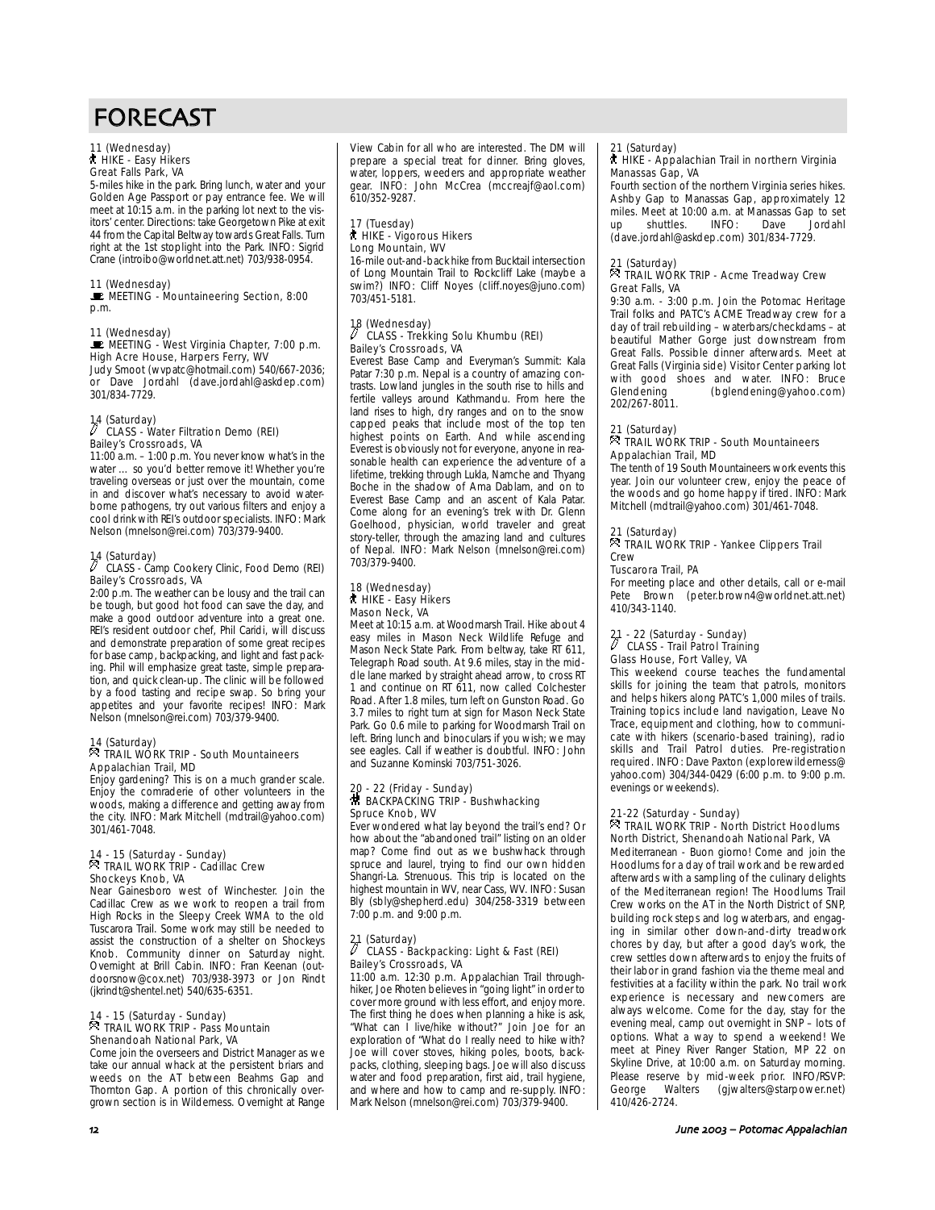# FORECAST

11 (Wednesday)
**HIKE - Easy Hikers**
Great Falls Park, VA
5-miles hike in the park. Bring lunch, water and your Golden Age Passport or pay entrance fee. We will meet at 10:15 a.m. in the parking lot next to the visitors' center. Directions: take Georgetown Pike at exit 44 from the Capital Beltway towards Great Falls. Turn right at the 1st stoplight into the Park. INFO: Sigrid Crane (introibo@worldnet.att.net) 703/938-0954.

11 (Wednesday)
**MEETING - Mountaineering Section, 8:00 p.m.**

11 (Wednesday)
**MEETING - West Virginia Chapter, 7:00 p.m.**
High Acre House, Harpers Ferry, WV
Judy Smoot (wvpatc@hotmail.com) 540/667-2036; or Dave Jordahl (dave.jordahl@askdep.com) 301/834-7729.

14 (Saturday)
**CLASS - Water Filtration Demo (REI)**
Bailey's Crossroads, VA
11:00 a.m. – 1:00 p.m. You never know what's in the water … so you'd better remove it! Whether you're traveling overseas or just over the mountain, come in and discover what's necessary to avoid waterborne pathogens, try out various filters and enjoy a cool drink with REI's outdoor specialists. INFO: Mark Nelson (mnelson@rei.com) 703/379-9400.

14 (Saturday)
**CLASS - Camp Cookery Clinic, Food Demo (REI)**
Bailey's Crossroads, VA
2:00 p.m. The weather can be lousy and the trail can be tough, but good hot food can save the day, and make a good outdoor adventure into a great one. REI's resident outdoor chef, Phil Caridi, will discuss and demonstrate preparation of some great recipes for base camp, backpacking, and light and fast packing. Phil will emphasize great taste, simple preparation, and quick clean-up. The clinic will be followed by a food tasting and recipe swap. So bring your appetites and your favorite recipes! INFO: Mark Nelson (mnelson@rei.com) 703/379-9400.

14 (Saturday)
**TRAIL WORK TRIP - South Mountaineers**
Appalachian Trail, MD
Enjoy gardening? This is on a much grander scale. Enjoy the comraderie of other volunteers in the woods, making a difference and getting away from the city. INFO: Mark Mitchell (mdtrail@yahoo.com) 301/461-7048.

14 - 15 (Saturday - Sunday)
**TRAIL WORK TRIP - Cadillac Crew**
Shockeys Knob, VA
Near Gainesboro west of Winchester. Join the Cadillac Crew as we work to reopen a trail from High Rocks in the Sleepy Creek WMA to the old Tuscarora Trail. Some work may still be needed to assist the construction of a shelter on Shockeys Knob. Community dinner on Saturday night. Overnight at Brill Cabin. INFO: Fran Keenan (outdoorsnow@cox.net) 703/938-3973 or Jon Rindt (jkrindt@shentel.net) 540/635-6351.

14 - 15 (Saturday - Sunday)
**TRAIL WORK TRIP - Pass Mountain**
Shenandoah National Park, VA
Come join the overseers and District Manager as we take our annual whack at the persistent briars and weeds on the AT between Beahms Gap and Thornton Gap. A portion of this chronically overgrown section is in Wilderness. Overnight at Range View Cabin for all who are interested. The DM will prepare a special treat for dinner. Bring gloves, water, loppers, weeders and appropriate weather gear. INFO: John McCrea (mccreajf@aol.com) 610/352-9287.

17 (Tuesday)
**HIKE - Vigorous Hikers**
Long Mountain, WV
16-mile out-and-back hike from Bucktail intersection of Long Mountain Trail to Rockcliff Lake (maybe a swim?) INFO: Cliff Noyes (cliff.noyes@juno.com) 703/451-5181.

18 (Wednesday)
**CLASS - Trekking Solu Khumbu (REI)**
Bailey's Crossroads, VA
Everest Base Camp and Everyman's Summit: Kala Patar 7:30 p.m. Nepal is a country of amazing contrasts. Lowland jungles in the south rise to hills and fertile valleys around Kathmandu. From here the land rises to high, dry ranges and on to the snow capped peaks that include most of the top ten highest points on Earth. And while ascending Everest is obviously not for everyone, anyone in reasonable health can experience the adventure of a lifetime, trekking through Lukla, Namche and Thyang Boche in the shadow of Ama Dablam, and on to Everest Base Camp and an ascent of Kala Patar. Come along for an evening's trek with Dr. Glenn Goelhood, physician, world traveler and great story-teller, through the amazing land and cultures of Nepal. INFO: Mark Nelson (mnelson@rei.com) 703/379-9400.

18 (Wednesday)
**HIKE - Easy Hikers**
Mason Neck, VA
Meet at 10:15 a.m. at Woodmarsh Trail. Hike about 4 easy miles in Mason Neck Wildlife Refuge and Mason Neck State Park. From beltway, take RT 611, Telegraph Road south. At 9.6 miles, stay in the middle lane marked by straight ahead arrow, to cross RT 1 and continue on RT 611, now called Colchester Road. After 1.8 miles, turn left on Gunston Road. Go 3.7 miles to right turn at sign for Mason Neck State Park. Go 0.6 mile to parking for Woodmarsh Trail on left. Bring lunch and binoculars if you wish; we may see eagles. Call if weather is doubtful. INFO: John and Suzanne Kominski 703/751-3026.

20 - 22 (Friday - Sunday)
**BACKPACKING TRIP - Bushwhacking**
Spruce Knob, WV
Ever wondered what lay beyond the trail's end? Or how about the "abandoned trail" listing on an older map? Come find out as we bushwhack through spruce and laurel, trying to find our own hidden Shangri-La. Strenuous. This trip is located on the highest mountain in WV, near Cass, WV. INFO: Susan Bly (sbly@shepherd.edu) 304/258-3319 between 7:00 p.m. and 9:00 p.m.

21 (Saturday)
**CLASS - Backpacking: Light & Fast (REI)**
Bailey's Crossroads, VA
11:00 a.m. 12:30 p.m. Appalachian Trail throughhiker, Joe Rhoten believes in "going light" in order to cover more ground with less effort, and enjoy more. The first thing he does when planning a hike is ask, "What can I live/hike without?" Join Joe for an exploration of "What do I really need to hike with? Joe will cover stoves, hiking poles, boots, backpacks, clothing, sleeping bags. Joe will also discuss water and food preparation, first aid, trail hygiene, and where and how to camp and re-supply. INFO: Mark Nelson (mnelson@rei.com) 703/379-9400.

21 (Saturday)
**HIKE - Appalachian Trail in northern Virginia**
Manassas Gap, VA
Fourth section of the northern Virginia series hikes. Ashby Gap to Manassas Gap, approximately 12 miles. Meet at 10:00 a.m. at Manassas Gap to set up shuttles. INFO: Dave Jordahl (dave.jordahl@askdep.com) 301/834-7729.

21 (Saturday)
**TRAIL WORK TRIP - Acme Treadway Crew**
Great Falls, VA
9:30 a.m. - 3:00 p.m. Join the Potomac Heritage Trail folks and PATC's ACME Treadway crew for a day of trail rebuilding – waterbars/checkdams – at beautiful Mather Gorge just downstream from Great Falls. Possible dinner afterwards. Meet at Great Falls (Virginia side) Visitor Center parking lot with good shoes and water. INFO: Bruce Glendening (bglendening@yahoo.com) 202/267-8011.

21 (Saturday)
**TRAIL WORK TRIP - South Mountaineers**
Appalachian Trail, MD
The tenth of 19 South Mountaineers work events this year. Join our volunteer crew, enjoy the peace of the woods and go home happy if tired. INFO: Mark Mitchell (mdtrail@yahoo.com) 301/461-7048.

21 (Saturday)
**TRAIL WORK TRIP - Yankee Clippers Trail Crew**
Tuscarora Trail, PA
For meeting place and other details, call or e-mail Pete Brown (peter.brown4@worldnet.att.net) 410/343-1140.

21 - 22 (Saturday - Sunday)
**CLASS - Trail Patrol Training**
Glass House, Fort Valley, VA
This weekend course teaches the fundamental skills for joining the team that patrols, monitors and helps hikers along PATC's 1,000 miles of trails. Training topics include land navigation, Leave No Trace, equipment and clothing, how to communicate with hikers (scenario-based training), radio skills and Trail Patrol duties. Pre-registration required. INFO: Dave Paxton (explorewilderness@yahoo.com) 304/344-0429 (6:00 p.m. to 9:00 p.m. evenings or weekends).

21-22 (Saturday - Sunday)
**TRAIL WORK TRIP - North District Hoodlums**
North District, Shenandoah National Park, VA
Mediterranean - Buon giorno! Come and join the Hoodlums for a day of trail work and be rewarded afterwards with a sampling of the culinary delights of the Mediterranean region! The Hoodlums Trail Crew works on the AT in the North District of SNP, building rock steps and log waterbars, and engaging in similar other down-and-dirty treadwork chores by day, but after a good day's work, the crew settles down afterwards to enjoy the fruits of their labor in grand fashion via the theme meal and festivities at a facility within the park. No trail work experience is necessary and newcomers are always welcome. Come for the day, stay for the evening meal, camp out overnight in SNP – lots of options. What a way to spend a weekend! We meet at Piney River Ranger Station, MP 22 on Skyline Drive, at 10:00 a.m. on Saturday morning. Please reserve by mid-week prior. INFO/RSVP: George Walters (gjwalters@starpower.net) 410/426-2724.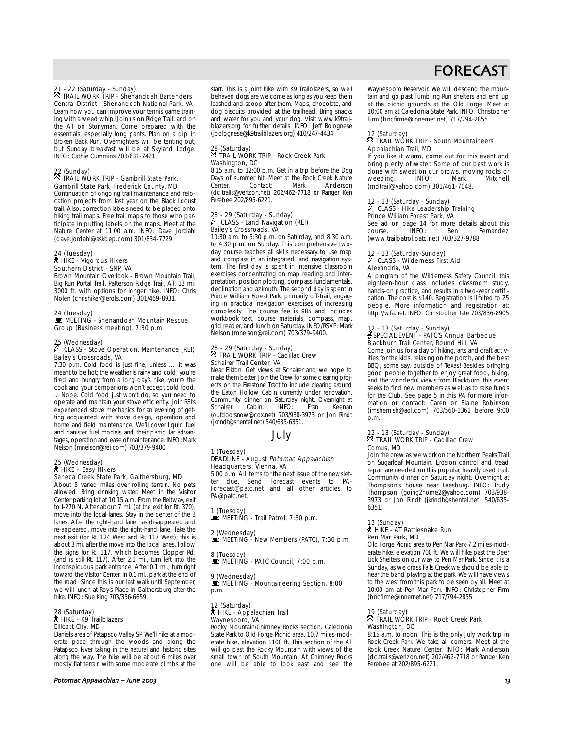# FORECAST

21 - 22 (Saturday - Sunday)
TRAIL WORK TRIP - Shenandoah Bartenders
Central District - Shenandoah National Park, VA
Learn how you can improve your tennis game training with a weed whip! Join us on Ridge Trail, and on the AT on Stonyman. Come prepared with the essentials, especially long pants. Plan on a dip in Broken Back Run. Overnighters will be tenting out, but Sunday breakfast will be at Skyland Lodge. INFO: Cathie Cummins 703/631-7421.

22 (Sunday)
TRAIL WORK TRIP - Gambrill State Park.
Gambrill State Park, Frederick County, MD
Continuation of ongoing trail maintenance and relocation projects from last year on the Black Locust trail. Also, correction labels need to be placed onto hiking trail maps. Free trail maps to those who participate in putting labels on the maps. Meet at the Nature Center at 11:00 a.m. INFO: Dave Jordahl (dave.jordahl@askdep.com) 301/834-7729.

24 (Tuesday)
HIKE - Vigorous Hikers
Southern District - SNP, VA
Brown Mountain Overlook - Brown Mountain Trail, Big Run Portal Trail, Patterson Ridge Trail, AT, 13 mi. 3000 ft. with options for longer hike. INFO: Chris Nolen (chrishiker@erols.com) 301/469-8931.

24 (Tuesday)
MEETING - Shenandoah Mountain Rescue Group (Business meeting), 7:30 p.m.

25 (Wednesday)
CLASS - Stove Operation, Maintenance (REI)
Bailey's Crossroads, VA
7:30 p.m. Cold food is just fine, unless … it was meant to be hot; the weather is rainy and cold; you're tired and hungry from a long day's hike; you're the cook and your companions won't accept cold food. ... Nope. Cold food just won't do, so you need to operate and maintain your stove efficiently. Join REI's experienced stove mechanics for an evening of getting acquainted with stove design, operation and home and field maintenance. We'll cover liquid fuel and canister fuel models and their particular advantages, operation and ease of maintenance. INFO: Mark Nelson (mnelson@rei.com) 703/379-9400.

25 (Wednesday)
HIKE – Easy Hikers
Seneca Creek State Park, Gaithersburg, MD
About 5 varied miles over rolling terrain. No pets allowed. Bring drinking water. Meet in the Visitor Center parking lot at 10:15 a.m. From the Beltway, exit to I-270 N. After about 7 mi. (at the exit for Rt. 370), move into the local lanes. Stay in the center of the 3 lanes. After the right-hand lane has disappeared and re-appeared, move into the right-hand lane. Take the next exit (for Rt. 124 West and Rt. 117 West); this is about 3 mi. after the move into the local lanes. Follow the signs for Rt. 117, which becomes Clopper Rd. (and is still Rt. 117). After 2.1 mi., turn left into the inconspicuous park entrance. After 0.1 mi., turn right toward the Visitor Center. In 0.1 mi., park at the end of the road. Since this is our last walk until September, we will lunch at Roy's Place in Gaithersburg after the hike. INFO: Sue King 703/356-6659.

28 (Saturday)
HIKE - K9 Trailblazers
Ellicott City, MD
Daniels area of Patapsco Valley SP. We'll hike at a moderate pace through the woods and along the Patapsco River taking in the natural and historic sites along the way. The hike will be about 6 miles over mostly flat terrain with some moderate climbs at the start. This is a joint hike with K9 Trailblazers, so well behaved dogs are welcome as long as you keep them leashed and scoop after them. Maps, chocolate, and dog biscuits provided at the trailhead. Bring snacks and water for you and your dog. Visit www.k9trailblazers.org for further details. INFO: Jeff Bolognese (jbolognese@k9trailblazers.org) 410/247-4434.

28 (Saturday)
TRAIL WORK TRIP - Rock Creek Park
Washington, DC
8:15 a.m. to 12:00 p.m. Get in a trip before the Dog Days of summer hit. Meet at the Rock Creek Nature Center. Contact: Mark Anderson (dc.trails@verizon.net) 202/462-7718 or Ranger Ken Ferebee 202/895-6221.

28 - 29 (Saturday - Sunday)
CLASS - Land Navigation (REI)
Bailey's Crossroads, VA
10:30 a.m. to 5:30 p.m. on Saturday, and 8:30 a.m. to 4:30 p.m. on Sunday. This comprehensive two-day course teaches all skills necessary to use map and compass in an integrated land navigation system. The first day is spent in intensive classroom exercises concentrating on map reading and interpretation, position plotting, compass fundamentals, declination and azimuth. The second day is spent in Prince William Forest Park, primarily off-trail, engaging in practical navigation exercises of increasing complexity. The course fee is $85 and includes workbook text, course materials, compass, map, grid reader, and lunch on Saturday. INFO/RSVP: Mark Nelson (mnelson@rei.com) 703/379-9400.

28 - 29 (Saturday - Sunday)
TRAIL WORK TRIP - Cadillac Crew
Schairer Trail Center, VA
Near Elkton. Get views at Schairer and we hope to make them better. Join the Crew for some clearing projects on the Firestone Tract to include clearing around the Eaton Hollow Cabin currently under renovation. Community dinner on Saturday night. Overnight at Schairer Cabin. INFO: Fran Keenan (outdoorsnow@cox.net) 703/938-3973 or Jon Rindt (jkrindt@shentel.net) 540/635-6351.

## July

1 (Tuesday)
DEADLINE - August *Potomac Appalachian*
Headquarters, Vienna, VA
5:00 p.m. All items for the next issue of the newsletter due. Send Forecast events to PA-Forecast@patc.net and all other articles to PA@patc.net.

1 (Tuesday)
MEETING - Trail Patrol, 7:30 p.m.

2 (Wednesday)
MEETING - New Members (PATC), 7:30 p.m.

8 (Tuesday)
MEETING - PATC Council, 7:00 p.m.

9 (Wednesday)
MEETING - Mountaineering Section, 8:00 p.m.

12 (Saturday)
HIKE - Appalachian Trail
Waynesboro, VA
Rocky Mountain/Chimney Rocks section. Caledonia State Park to Old Forge Picnic area. 10.7 miles-moderate hike, elevation 1100 ft. This section of the AT will go past the Rocky Mountain with views of the small town of South Mountain. At Chimney Rocks one will be able to look east and see the Waynesboro Reservoir. We will descend the mountain and go past Tumbling Run shelters and end up at the picnic grounds at the Old Forge. Meet at 10:00 am at Caledonia State Park. INFO: Christopher Firm (bncfirme@innernet.net) 717/794-2855.

12 (Saturday)
TRAIL WORK TRIP - South Mountaineers
Appalachian Trail, MD
If you like it warm, come out for this event and bring plenty of water. Some of our best work is done with sweat on our brows, moving rocks or weeding. INFO: Mark Mitchell (mdtrail@yahoo.com) 301/461-7048.

12 - 13 (Saturday - Sunday)
CLASS - Hike Leadership Training
Prince William Forest Park, VA
See ad on page 14 for more details about this course. INFO: Ben Fernandez (www.trailpatrol.patc.net) 703/327-9788.

12 - 13 (Saturday-Sunday)
CLASS - Wilderness First Aid
Alexandria, VA
A program of the Wilderness Safety Council, this eighteen-hour class includes classroom study, hands-on practice, and results in a two-year certification. The cost is $140. Registration is limited to 25 people. More information and registration at: http://wfa.net. INFO: Christopher Tate 703/836-8905

12 - 13 (Saturday - Sunday)
SPECIAL EVENT - PATC'S Annual Barbeque
Blackburn Trail Center, Round Hill, VA
Come join us for a day of hiking, arts and craft activities for the kids, relaxing on the porch, and the best BBQ, some say, outside of Texas! Besides bringing good people together to enjoy great food, hiking, and the wonderful views from Blackburn, this event seeks to find new members as well as to raise funds for the Club. See page 5 in this *PA* for more information or contact: Caren or Blaine Robinson (imshemish@aol.com) 703/560-1361 before 9:00 p.m.

12 - 13 (Saturday - Sunday)
TRAIL WORK TRIP - Cadillac Crew
Comus, MD
Join the crew as we work on the Northern Peaks Trail on Sugarloaf Mountain. Erosion control and tread repair are needed on this popular, heavily used trail. Community dinner on Saturday night. Overnight at Thompson's house near Leesburg. INFO: Trudy Thompson (going2home2@yahoo.com) 703/938-3973 or Jon Rindt (jkrindt@shentel.net) 540/635-6351.

13 (Sunday)
HIKE - AT Rattlesnake Run
Pen Mar Park, MD
Old Forge Picnic area to Pen Mar Park-7.2 miles-moderate hike, elevation 700 ft. We will hike past the Deer Lick Shelters on our way to Pen Mar Park. Since it is a Sunday, as we cross Falls Creek we should be able to hear the band playing at the park. We will have views to the west from this park to be seen by all. Meet at 10:00 am at Pen Mar Park. INFO: Christopher Firm (bncfirme@innernet.net) 717/794-2855.

19 (Saturday)
TRAIL WORK TRIP - Rock Creek Park
Washington, DC
8:15 a.m. to noon. This is the only July work trip in Rock Creek Park. We take all comers. Meet at the Rock Creek Nature Center. INFO: Mark Anderson (dc.trails@verizon.net) 202/462-7718 or Ranger Ken Ferebee at 202/895-6221.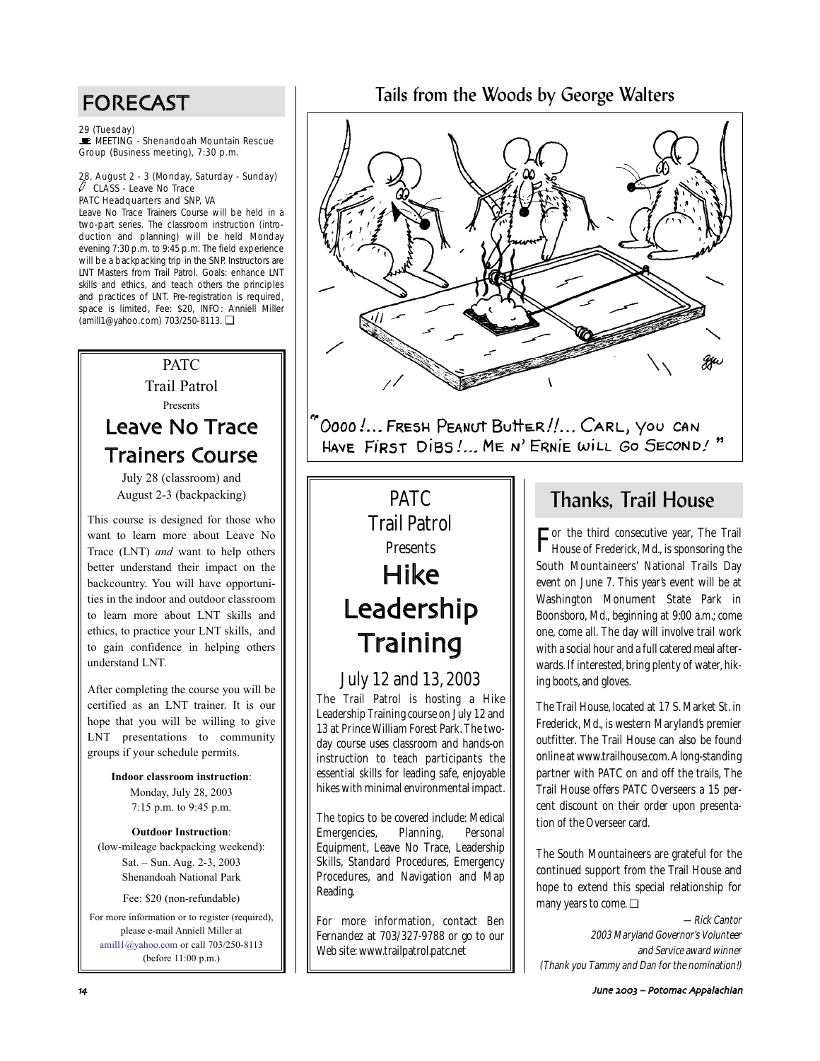## FORECAST

29 (Tuesday)
MEETING - Shenandoah Mountain Rescue Group (Business meeting), 7:30 p.m.

28, August 2 - 3 (Monday, Saturday - Sunday)
CLASS - Leave No Trace
PATC Headquarters and SNP, VA
Leave No Trace Trainers Course will be held in a two-part series. The classroom instruction (introduction and planning) will be held Monday evening 7:30 p.m. to 9:45 p.m. The field experience will be a backpacking trip in the SNP. Instructors are LNT Masters from Trail Patrol. Goals: enhance LNT skills and ethics, and teach others the principles and practices of LNT. Pre-registration is required, space is limited, Fee: $20, INFO: Anniell Miller (amill1@yahoo.com) 703/250-8113. ❑

PATC
Trail Patrol
Presents

## Leave No Trace Trainers Course

July 28 (classroom) and
August 2-3 (backpacking)

This course is designed for those who want to learn more about Leave No Trace (LNT) *and* want to help others better understand their impact on the backcountry. You will have opportunities in the indoor and outdoor classroom to learn more about LNT skills and ethics, to practice your LNT skills, and to gain confidence in helping others understand LNT.

After completing the course you will be certified as an LNT trainer. It is our hope that you will be willing to give LNT presentations to community groups if your schedule permits.

**Indoor classroom instruction**:
Monday, July 28, 2003
7:15 p.m. to 9:45 p.m.

**Outdoor Instruction**:
(low-mileage backpacking weekend):
Sat. – Sun. Aug. 2-3, 2003
Shenandoah National Park

Fee: $20 (non-refundable)

For more information or to register (required), please e-mail Anniell Miller at amill1@yahoo.com or call 703/250-8113 (before 11:00 p.m.)

## Tails from the Woods by George Walters

"Oooo!... Fresh Peanut Butter!!... Carl, you can have first dibs!... Me n' Ernie will go second!"

PATC
Trail Patrol
Presents

## Hike Leadership Training

### July 12 and 13, 2003

The Trail Patrol is hosting a Hike Leadership Training course on July 12 and 13 at Prince William Forest Park. The two-day course uses classroom and hands-on instruction to teach participants the essential skills for leading safe, enjoyable hikes with minimal environmental impact.

The topics to be covered include: Medical Emergencies, Planning, Personal Equipment, Leave No Trace, Leadership Skills, Standard Procedures, Emergency Procedures, and Navigation and Map Reading.

For more information, contact Ben Fernandez at 703/327-9788 or go to our Web site: www.trailpatrol.patc.net

## Thanks, Trail House

For the third consecutive year, The Trail House of Frederick, Md., is sponsoring the South Mountaineers' National Trails Day event on June 7. This year's event will be at Washington Monument State Park in Boonsboro, Md., beginning at 9:00 a.m.; come one, come all. The day will involve trail work with a social hour and a full catered meal afterwards. If interested, bring plenty of water, hiking boots, and gloves.

The Trail House, located at 17 S. Market St. in Frederick, Md., is western Maryland's premier outfitter. The Trail House can also be found online at www.trailhouse.com. A long-standing partner with PATC on and off the trails, The Trail House offers PATC Overseers a 15 percent discount on their order upon presentation of the Overseer card.

The South Mountaineers are grateful for the continued support from the Trail House and hope to extend this special relationship for many years to come. ❑

*— Rick Cantor*
*2003 Maryland Governor's Volunteer and Service award winner*
*(Thank you Tammy and Dan for the nomination!)*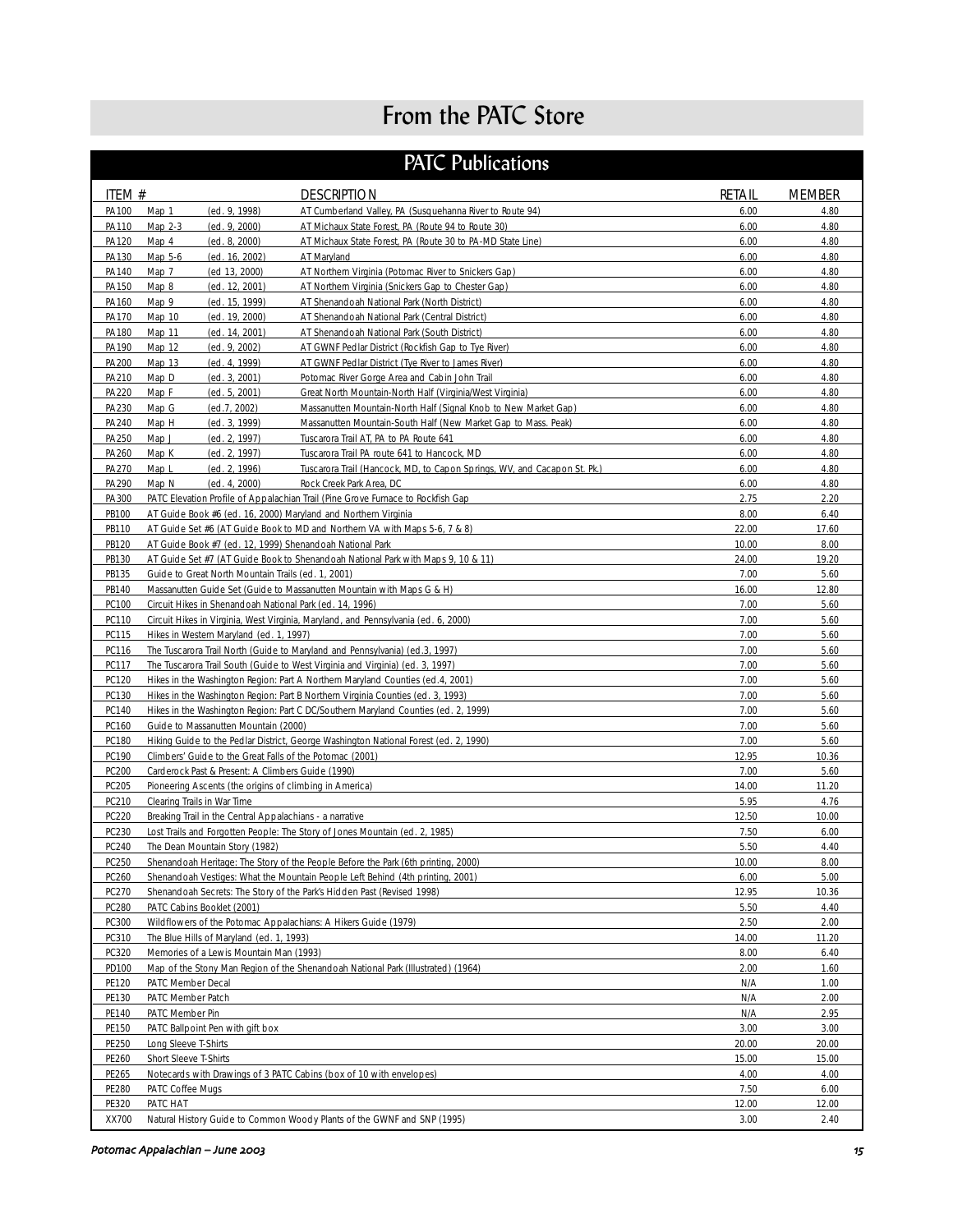# From the PATC Store

## PATC Publications

| ITEM # | | | DESCRIPTION | RETAIL | MEMBER |
|---|---|---|---|---|---|
| PA100 | Map 1 | (ed. 9, 1998) | AT Cumberland Valley, PA (Susquehanna River to Route 94) | 6.00 | 4.80 |
| PA110 | Map 2-3 | (ed. 9, 2000) | AT Michaux State Forest, PA (Route 94 to Route 30) | 6.00 | 4.80 |
| PA120 | Map 4 | (ed. 8, 2000) | AT Michaux State Forest, PA (Route 30 to PA-MD State Line) | 6.00 | 4.80 |
| PA130 | Map 5-6 | (ed. 16, 2002) | AT Maryland | 6.00 | 4.80 |
| PA140 | Map 7 | (ed 13, 2000) | AT Northern Virginia (Potomac River to Snickers Gap) | 6.00 | 4.80 |
| PA150 | Map 8 | (ed. 12, 2001) | AT Northern Virginia (Snickers Gap to Chester Gap) | 6.00 | 4.80 |
| PA160 | Map 9 | (ed. 15, 1999) | AT Shenandoah National Park (North District) | 6.00 | 4.80 |
| PA170 | Map 10 | (ed. 19, 2000) | AT Shenandoah National Park (Central District) | 6.00 | 4.80 |
| PA180 | Map 11 | (ed. 14, 2001) | AT Shenandoah National Park (South District) | 6.00 | 4.80 |
| PA190 | Map 12 | (ed. 9, 2002) | AT GWNF Pedlar District (Rockfish Gap to Tye River) | 6.00 | 4.80 |
| PA200 | Map 13 | (ed. 4, 1999) | AT GWNF Pedlar District (Tye River to James River) | 6.00 | 4.80 |
| PA210 | Map D | (ed. 3, 2001) | Potomac River Gorge Area and Cabin John Trail | 6.00 | 4.80 |
| PA220 | Map F | (ed. 5, 2001) | Great North Mountain-North Half (Virginia/West Virginia) | 6.00 | 4.80 |
| PA230 | Map G | (ed.7, 2002) | Massanutten Mountain-North Half (Signal Knob to New Market Gap) | 6.00 | 4.80 |
| PA240 | Map H | (ed. 3, 1999) | Massanutten Mountain-South Half (New Market Gap to Mass. Peak) | 6.00 | 4.80 |
| PA250 | Map J | (ed. 2, 1997) | Tuscarora Trail AT, PA to PA Route 641 | 6.00 | 4.80 |
| PA260 | Map K | (ed. 2, 1997) | Tuscarora Trail PA route 641 to Hancock, MD | 6.00 | 4.80 |
| PA270 | Map L | (ed. 2, 1996) | Tuscarora Trail (Hancock, MD, to Capon Springs, WV, and Cacapon St. Pk.) | 6.00 | 4.80 |
| PA290 | Map N | (ed. 4, 2000) | Rock Creek Park Area, DC | 6.00 | 4.80 |
| PA300 | PATC Elevation Profile of Appalachian Trail (Pine Grove Furnace to Rockfish Gap | | | 2.75 | 2.20 |
| PB100 | AT Guide Book #6 (ed. 16, 2000) Maryland and Northern Virginia | | | 8.00 | 6.40 |
| PB110 | AT Guide Set #6 (AT Guide Book to MD and Northern VA with Maps 5-6, 7 & 8) | | | 22.00 | 17.60 |
| PB120 | AT Guide Book #7 (ed. 12, 1999) Shenandoah National Park | | | 10.00 | 8.00 |
| PB130 | AT Guide Set #7 (AT Guide Book to Shenandoah National Park with Maps 9, 10 & 11) | | | 24.00 | 19.20 |
| PB135 | Guide to Great North Mountain Trails (ed. 1, 2001) | | | 7.00 | 5.60 |
| PB140 | Massanutten Guide Set (Guide to Massanutten Mountain with Maps G & H) | | | 16.00 | 12.80 |
| PC100 | Circuit Hikes in Shenandoah National Park (ed. 14, 1996) | | | 7.00 | 5.60 |
| PC110 | Circuit Hikes in Virginia, West Virginia, Maryland, and Pennsylvania (ed. 6, 2000) | | | 7.00 | 5.60 |
| PC115 | Hikes in Western Maryland (ed. 1, 1997) | | | 7.00 | 5.60 |
| PC116 | The Tuscarora Trail North (Guide to Maryland and Pennsylvania) (ed.3, 1997) | | | 7.00 | 5.60 |
| PC117 | The Tuscarora Trail South (Guide to West Virginia and Virginia) (ed. 3, 1997) | | | 7.00 | 5.60 |
| PC120 | Hikes in the Washington Region: Part A Northern Maryland Counties (ed.4, 2001) | | | 7.00 | 5.60 |
| PC130 | Hikes in the Washington Region: Part B Northern Virginia Counties (ed. 3, 1993) | | | 7.00 | 5.60 |
| PC140 | Hikes in the Washington Region: Part C DC/Southern Maryland Counties (ed. 2, 1999) | | | 7.00 | 5.60 |
| PC160 | Guide to Massanutten Mountain (2000) | | | 7.00 | 5.60 |
| PC180 | Hiking Guide to the Pedlar District, George Washington National Forest (ed. 2, 1990) | | | 7.00 | 5.60 |
| PC190 | Climbers' Guide to the Great Falls of the Potomac (2001) | | | 12.95 | 10.36 |
| PC200 | Carderock Past & Present: A Climbers Guide (1990) | | | 7.00 | 5.60 |
| PC205 | Pioneering Ascents (the origins of climbing in America) | | | 14.00 | 11.20 |
| PC210 | Clearing Trails in War Time | | | 5.95 | 4.76 |
| PC220 | Breaking Trail in the Central Appalachians - a narrative | | | 12.50 | 10.00 |
| PC230 | Lost Trails and Forgotten People: The Story of Jones Mountain (ed. 2, 1985) | | | 7.50 | 6.00 |
| PC240 | The Dean Mountain Story (1982) | | | 5.50 | 4.40 |
| PC250 | Shenandoah Heritage: The Story of the People Before the Park (6th printing, 2000) | | | 10.00 | 8.00 |
| PC260 | Shenandoah Vestiges: What the Mountain People Left Behind (4th printing, 2001) | | | 6.00 | 5.00 |
| PC270 | Shenandoah Secrets: The Story of the Park's Hidden Past (Revised 1998) | | | 12.95 | 10.36 |
| PC280 | PATC Cabins Booklet (2001) | | | 5.50 | 4.40 |
| PC300 | Wildflowers of the Potomac Appalachians: A Hikers Guide (1979) | | | 2.50 | 2.00 |
| PC310 | The Blue Hills of Maryland (ed. 1, 1993) | | | 14.00 | 11.20 |
| PC320 | Memories of a Lewis Mountain Man (1993) | | | 8.00 | 6.40 |
| PD100 | Map of the Stony Man Region of the Shenandoah National Park (Illustrated) (1964) | | | 2.00 | 1.60 |
| PE120 | PATC Member Decal | | | N/A | 1.00 |
| PE130 | PATC Member Patch | | | N/A | 2.00 |
| PE140 | PATC Member Pin | | | N/A | 2.95 |
| PE150 | PATC Ballpoint Pen with gift box | | | 3.00 | 3.00 |
| PE250 | Long Sleeve T-Shirts | | | 20.00 | 20.00 |
| PE260 | Short Sleeve T-Shirts | | | 15.00 | 15.00 |
| PE265 | Notecards with Drawings of 3 PATC Cabins (box of 10 with envelopes) | | | 4.00 | 4.00 |
| PE280 | PATC Coffee Mugs | | | 7.50 | 6.00 |
| PE320 | PATC HAT | | | 12.00 | 12.00 |
| XX700 | Natural History Guide to Common Woody Plants of the GWNF and SNP (1995) | | | 3.00 | 2.40 |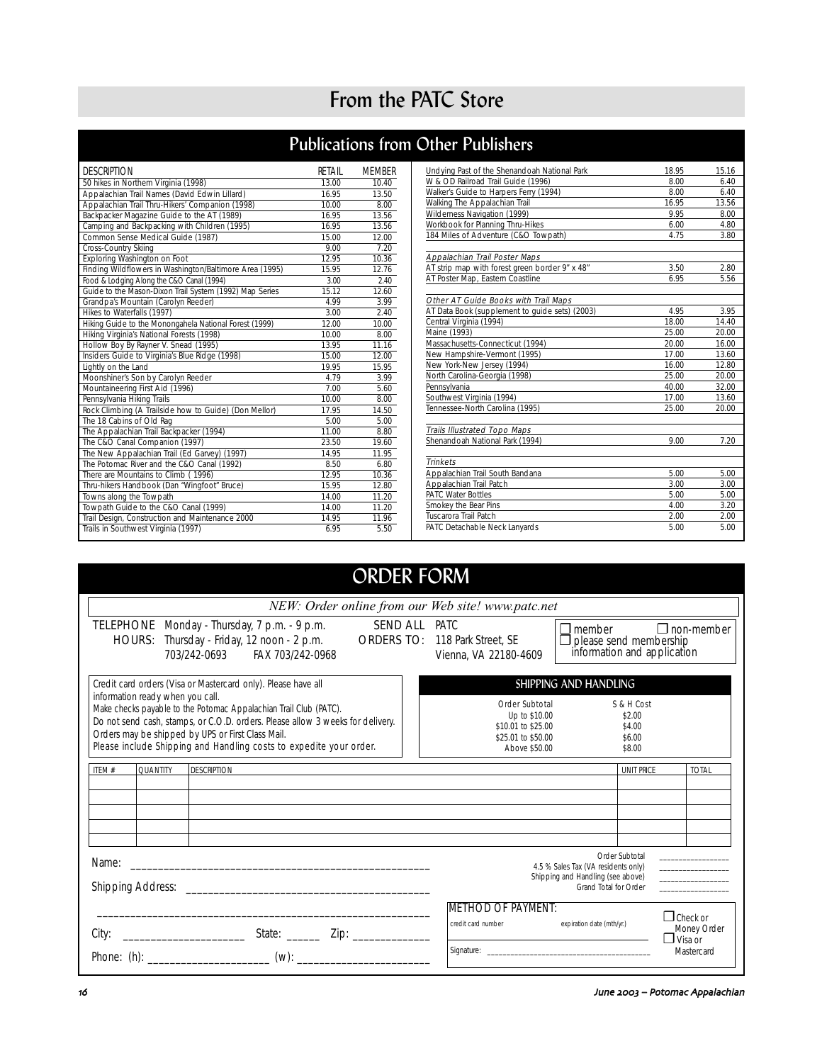# From the PATC Store

## Publications from Other Publishers

| DESCRIPTION | RETAIL | MEMBER |
|---|---|---|
| 50 hikes in Northern Virginia (1998) | 13.00 | 10.40 |
| Appalachian Trail Names (David Edwin Lillard) | 16.95 | 13.50 |
| Appalachian Trail Thru-Hikers' Companion (1998) | 10.00 | 8.00 |
| Backpacker Magazine Guide to the AT (1989) | 16.95 | 13.56 |
| Camping and Backpacking with Children (1995) | 16.95 | 13.56 |
| Common Sense Medical Guide (1987) | 15.00 | 12.00 |
| Cross-Country Skiing | 9.00 | 7.20 |
| Exploring Washington on Foot | 12.95 | 10.36 |
| Finding Wildflowers in Washington/Baltimore Area (1995) | 15.95 | 12.76 |
| Food & Lodging Along the C&O Canal (1994) | 3.00 | 2.40 |
| Guide to the Mason-Dixon Trail System (1992) Map Series | 15.12 | 12.60 |
| Grandpa's Mountain (Carolyn Reeder) | 4.99 | 3.99 |
| Hikes to Waterfalls (1997) | 3.00 | 2.40 |
| Hiking Guide to the Monongahela National Forest (1999) | 12.00 | 10.00 |
| Hiking Virginia's National Forests (1998) | 10.00 | 8.00 |
| Hollow Boy By Rayner V. Snead (1995) | 13.95 | 11.16 |
| Insiders Guide to Virginia's Blue Ridge (1998) | 15.00 | 12.00 |
| Lightly on the Land | 19.95 | 15.95 |
| Moonshiner's Son by Carolyn Reeder | 4.79 | 3.99 |
| Mountaineering First Aid (1996) | 7.00 | 5.60 |
| Pennsylvania Hiking Trails | 10.00 | 8.00 |
| Rock Climbing (A Trailside how to Guide) (Don Mellor) | 17.95 | 14.50 |
| The 18 Cabins of Old Rag | 5.00 | 5.00 |
| The Appalachian Trail Backpacker (1994) | 11.00 | 8.80 |
| The C&O Canal Companion (1997) | 23.50 | 19.60 |
| The New Appalachian Trail (Ed Garvey) (1997) | 14.95 | 11.95 |
| The Potomac River and the C&O Canal (1992) | 8.50 | 6.80 |
| There are Mountains to Climb (1996) | 12.95 | 10.36 |
| Thru-hikers Handbook (Dan "Wingfoot" Bruce) | 15.95 | 12.80 |
| Towns along the Towpath | 14.00 | 11.20 |
| Towpath Guide to the C&O Canal (1999) | 14.00 | 11.20 |
| Trail Design, Construction and Maintenance 2000 | 14.95 | 11.96 |
| Trails in Southwest Virginia (1997) | 6.95 | 5.50 |
| Undying Past of the Shenandoah National Park | 18.95 | 15.16 |
| W & OD Railroad Trail Guide (1996) | 8.00 | 6.40 |
| Walker's Guide to Harpers Ferry (1994) | 8.00 | 6.40 |
| Walking The Appalachian Trail | 16.95 | 13.56 |
| Wilderness Navigation (1999) | 9.95 | 8.00 |
| Workbook for Planning Thru-Hikes | 6.00 | 4.80 |
| 184 Miles of Adventure (C&O Towpath) | 4.75 | 3.80 |
| *Appalachian Trail Poster Maps* | | |
| AT strip map with forest green border 9" x 48" | 3.50 | 2.80 |
| AT Poster Map, Eastern Coastline | 6.95 | 5.56 |
| *Other AT Guide Books with Trail Maps* | | |
| AT Data Book (supplement to guide sets) (2003) | 4.95 | 3.95 |
| Central Virginia (1994) | 18.00 | 14.40 |
| Maine (1993) | 25.00 | 20.00 |
| Massachusetts-Connecticut (1994) | 20.00 | 16.00 |
| New Hampshire-Vermont (1995) | 17.00 | 13.60 |
| New York-New Jersey (1994) | 16.00 | 12.80 |
| North Carolina-Georgia (1998) | 25.00 | 20.00 |
| Pennsylvania | 40.00 | 32.00 |
| Southwest Virginia (1994) | 17.00 | 13.60 |
| Tennessee-North Carolina (1995) | 25.00 | 20.00 |
| *Trails Illustrated Topo Maps* | | |
| Shenandoah National Park (1994) | 9.00 | 7.20 |
| *Trinkets* | | |
| Appalachian Trail South Bandana | 5.00 | 5.00 |
| Appalachian Trail Patch | 3.00 | 3.00 |
| PATC Water Bottles | 5.00 | 5.00 |
| Smokey the Bear Pins | 4.00 | 3.20 |
| Tuscarora Trail Patch | 2.00 | 2.00 |
| PATC Detachable Neck Lanyards | 5.00 | 5.00 |

## ORDER FORM

*NEW: Order online from our Web site! www.patc.net*

TELEPHONE HOURS: Monday - Thursday, 7 p.m. - 9 p.m. Thursday - Friday, 12 noon - 2 p.m. 703/242-0693 FAX 703/242-0968

SEND ALL ORDERS TO: PATC 118 Park Street, SE Vienna, VA 22180-4609

☐ member ☐ non-member
☐ please send membership information and application

Credit card orders (Visa or Mastercard only). Please have all information ready when you call.
Make checks payable to the Potomac Appalachian Trail Club (PATC).
Do not send cash, stamps, or C.O.D. orders. Please allow 3 weeks for delivery.
Orders may be shipped by UPS or First Class Mail.
Please include Shipping and Handling costs to expedite your order.

### SHIPPING AND HANDLING

| Order Subtotal | S & H Cost |
|---|---|
| Up to $10.00 | $2.00 |
| $10.01 to $25.00 | $4.00 |
| $25.01 to $50.00 | $6.00 |
| Above $50.00 | $8.00 |

| ITEM # | QUANTITY | DESCRIPTION | UNIT PRICE | TOTAL |
|---|---|---|---|---|
| | | | | |
| | | | | |
| | | | | |
| | | | | |
| | | | | |

Name: ______________________________________________

Shipping Address: ______________________________________

______________________________________________

City: ____________________ State: ______ Zip: ____________

Phone: (h): ____________________ (w): ____________________

Order Subtotal ________________
4.5 % Sales Tax (VA residents only) ________________
Shipping and Handling (see above) ________________
Grand Total for Order ________________

METHOD OF PAYMENT:

credit card number expiration date (mth/yr.)

Signature: ______________________________________

☐ Check or Money Order
☐ Visa or Mastercard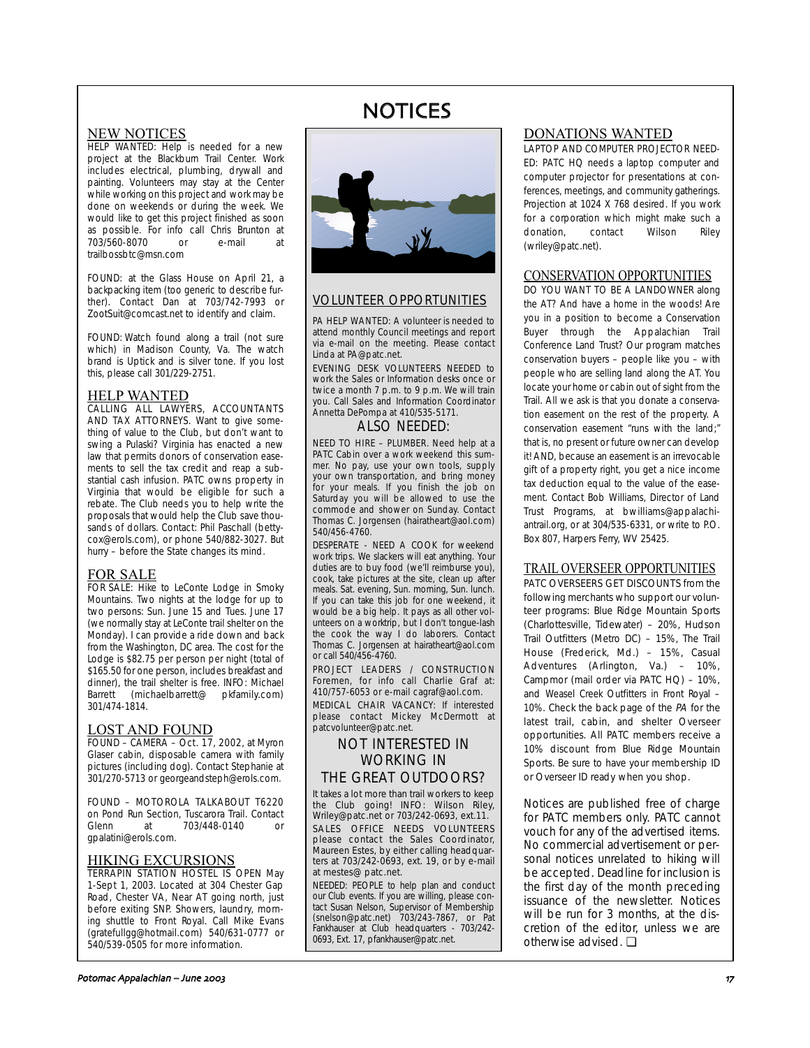# NOTICES

## NEW NOTICES

HELP WANTED: Help is needed for a new project at the Blackburn Trail Center. Work includes electrical, plumbing, drywall and painting. Volunteers may stay at the Center while working on this project and work may be done on weekends or during the week. We would like to get this project finished as soon as possible. For info call Chris Brunton at 703/560-8070 or e-mail at trailbossbtc@msn.com

FOUND: at the Glass House on April 21, a backpacking item (too generic to describe further). Contact Dan at 703/742-7993 or ZootSuit@comcast.net to identify and claim.

FOUND: Watch found along a trail (not sure which) in Madison County, Va. The watch brand is Uptick and is silver tone. If you lost this, please call 301/229-2751.

## HELP WANTED

CALLING ALL LAWYERS, ACCOUNTANTS AND TAX ATTORNEYS. Want to give something of value to the Club, but don't want to swing a Pulaski? Virginia has enacted a new law that permits donors of conservation easements to sell the tax credit and reap a substantial cash infusion. PATC owns property in Virginia that would be eligible for such a rebate. The Club needs you to help write the proposals that would help the Club save thousands of dollars. Contact: Phil Paschall (bettycox@erols.com), or phone 540/882-3027. But hurry – before the State changes its mind.

## FOR SALE

FOR SALE: Hike to LeConte Lodge in Smoky Mountains. Two nights at the lodge for up to two persons: Sun. June 15 and Tues. June 17 (we normally stay at LeConte trail shelter on the Monday). I can provide a ride down and back from the Washington, DC area. The cost for the Lodge is $82.75 per person per night (total of $165.50 for one person, includes breakfast and dinner), the trail shelter is free. INFO: Michael Barrett (michaelbarrett@pkfamily.com) 301/474-1814.

## LOST AND FOUND

FOUND – CAMERA – Oct. 17, 2002, at Myron Glaser cabin, disposable camera with family pictures (including dog). Contact Stephanie at 301/270-5713 or georgeandsteph@erols.com.

FOUND – MOTOROLA TALKABOUT T6220 on Pond Run Section, Tuscarora Trail. Contact Glenn at 703/448-0140 or gpalatini@erols.com.

## HIKING EXCURSIONS

TERRAPIN STATION HOSTEL IS OPEN May 1-Sept 1, 2003. Located at 304 Chester Gap Road, Chester VA, Near AT going north, just before exiting SNP. Showers, laundry, morning shuttle to Front Royal. Call Mike Evans (gratefullgg@hotmail.com) 540/631-0777 or 540/539-0505 for more information.

## VOLUNTEER OPPORTUNITIES

PA HELP WANTED: A volunteer is needed to attend monthly Council meetings and report via e-mail on the meeting. Please contact Linda at PA@patc.net.

EVENING DESK VOLUNTEERS NEEDED to work the Sales or Information desks once or twice a month 7 p.m. to 9 p.m. We will train you. Call Sales and Information Coordinator Annetta DePompa at 410/535-5171.

### ALSO NEEDED:

NEED TO HIRE – PLUMBER. Need help at a PATC Cabin over a work weekend this summer. No pay, use your own tools, supply your own transportation, and bring money for your meals. If you finish the job on Saturday you will be allowed to use the commode and shower on Sunday. Contact Thomas C. Jorgensen (hairatheart@aol.com) 540/456-4760.

DESPERATE - NEED A COOK for weekend work trips. We slackers will eat anything. Your duties are to buy food (we'll reimburse you), cook, take pictures at the site, clean up after meals. Sat. evening, Sun. morning, Sun. lunch. If you can take this job for one weekend, it would be a big help. It pays as all other volunteers on a worktrip, but I don't tongue-lash the cook the way I do laborers. Contact Thomas C. Jorgensen at hairatheart@aol.com or call 540/456-4760.

PROJECT LEADERS / CONSTRUCTION Foremen, for info call Charlie Graf at: 410/757-6053 or e-mail cagraf@aol.com.

MEDICAL CHAIR VACANCY: If interested please contact Mickey McDermott at patcvolunteer@patc.net.

### NOT INTERESTED IN WORKING IN THE GREAT OUTDOORS?

It takes a lot more than trail workers to keep the Club going! INFO: Wilson Riley, Wriley@patc.net or 703/242-0693, ext.11.

SALES OFFICE NEEDS VOLUNTEERS please contact the Sales Coordinator, Maureen Estes, by either calling headquarters at 703/242-0693, ext. 19, or by e-mail at mestes@ patc.net.

NEEDED: PEOPLE to help plan and conduct our Club events. If you are willing, please contact Susan Nelson, Supervisor of Membership (snelson@patc.net) 703/243-7867, or Pat Fankhauser at Club headquarters - 703/242-0693, Ext. 17, pfankhauser@patc.net.

## DONATIONS WANTED

LAPTOP AND COMPUTER PROJECTOR NEEDED: PATC HQ needs a laptop computer and computer projector for presentations at conferences, meetings, and community gatherings. Projection at 1024 X 768 desired. If you work for a corporation which might make such a donation, contact Wilson Riley (wriley@patc.net).

## CONSERVATION OPPORTUNITIES

DO YOU WANT TO BE A LANDOWNER along the AT? And have a home in the woods! Are you in a position to become a Conservation Buyer through the Appalachian Trail Conference Land Trust? Our program matches conservation buyers – people like you – with people who are selling land along the AT. You locate your home or cabin out of sight from the Trail. All we ask is that you donate a conservation easement on the rest of the property. A conservation easement "runs with the land;" that is, no present or future owner can develop it! AND, because an easement is an irrevocable gift of a property right, you get a nice income tax deduction equal to the value of the easement. Contact Bob Williams, Director of Land Trust Programs, at bwilliams@appalachiantrail.org, or at 304/535-6331, or write to P.O. Box 807, Harpers Ferry, WV 25425.

## TRAIL OVERSEER OPPORTUNITIES

PATC OVERSEERS GET DISCOUNTS from the following merchants who support our volunteer programs: Blue Ridge Mountain Sports (Charlottesville, Tidewater) – 20%, Hudson Trail Outfitters (Metro DC) – 15%, The Trail House (Frederick, Md.) – 15%, Casual Adventures (Arlington, Va.) – 10%, Campmor (mail order via PATC HQ) – 10%, and Weasel Creek Outfitters in Front Royal – 10%. Check the back page of the *PA* for the latest trail, cabin, and shelter Overseer opportunities. All PATC members receive a 10% discount from Blue Ridge Mountain Sports. Be sure to have your membership ID or Overseer ID ready when you shop.

Notices are published free of charge for PATC members only. PATC cannot vouch for any of the advertised items. No commercial advertisement or personal notices unrelated to hiking will be accepted. Deadline for inclusion is the first day of the month preceding issuance of the newsletter. Notices will be run for 3 months, at the discretion of the editor, unless we are otherwise advised. ❑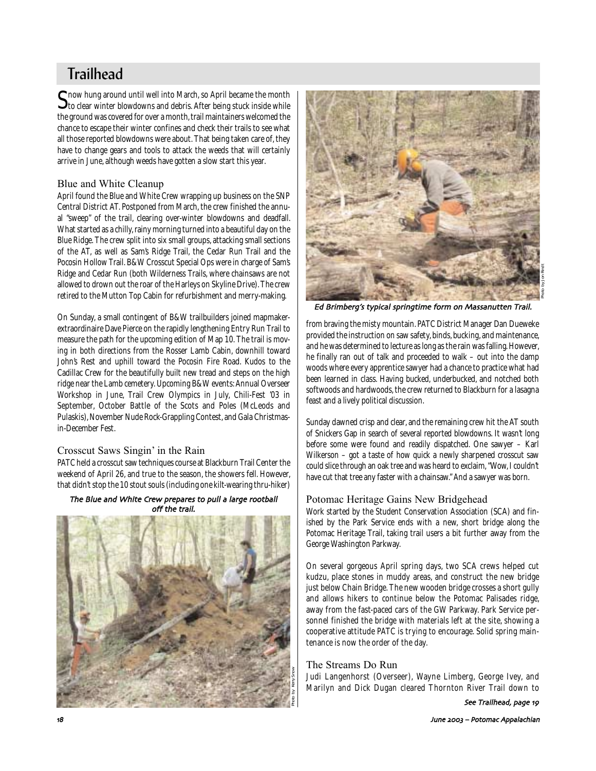# Trailhead

Snow hung around until well into March, so April became the month to clear winter blowdowns and debris. After being stuck inside while the ground was covered for over a month, trail maintainers welcomed the chance to escape their winter confines and check their trails to see what all those reported blowdowns were about. That being taken care of, they have to change gears and tools to attack the weeds that will certainly arrive in June, although weeds have gotten a slow start this year.

## Blue and White Cleanup

April found the Blue and White Crew wrapping up business on the SNP Central District AT. Postponed from March, the crew finished the annual "sweep" of the trail, clearing over-winter blowdowns and deadfall. What started as a chilly, rainy morning turned into a beautiful day on the Blue Ridge. The crew split into six small groups, attacking small sections of the AT, as well as Sam's Ridge Trail, the Cedar Run Trail and the Pocosin Hollow Trail. B&W Crosscut Special Ops were in charge of Sam's Ridge and Cedar Run (both Wilderness Trails, where chainsaws are not allowed to drown out the roar of the Harleys on Skyline Drive). The crew retired to the Mutton Top Cabin for refurbishment and merry-making.

On Sunday, a small contingent of B&W trailbuilders joined mapmaker-extraordinaire Dave Pierce on the rapidly lengthening Entry Run Trail to measure the path for the upcoming edition of Map 10. The trail is moving in both directions from the Rosser Lamb Cabin, downhill toward John's Rest and uphill toward the Pocosin Fire Road. Kudos to the Cadillac Crew for the beautifully built new tread and steps on the high ridge near the Lamb cemetery. Upcoming B&W events: Annual Overseer Workshop in June, Trail Crew Olympics in July, Chili-Fest '03 in September, October Battle of the Scots and Poles (McLeods and Pulaskis), November Nude Rock-Grappling Contest, and Gala Christmas-in-December Fest.

## Crosscut Saws Singin' in the Rain

PATC held a crosscut saw techniques course at Blackburn Trail Center the weekend of April 26, and true to the season, the showers fell. However, that didn't stop the 10 stout souls (including one kilt-wearing thru-hiker) from braving the misty mountain. PATC District Manager Dan Dueweke provided the instruction on saw safety, binds, bucking, and maintenance, and he was determined to lecture as long as the rain was falling. However, he finally ran out of talk and proceeded to walk – out into the damp woods where every apprentice sawyer had a chance to practice what had been learned in class. Having bucked, underbucked, and notched both softwoods and hardwoods, the crew returned to Blackburn for a lasagna feast and a lively political discussion.

*The Blue and White Crew prepares to pull a large rootball off the trail.*

Photo by Kerry Snow

*Ed Brimberg's typical springtime form on Massanutten Trail.*

Photo by Jon Rindt

Sunday dawned crisp and clear, and the remaining crew hit the AT south of Snickers Gap in search of several reported blowdowns. It wasn't long before some were found and readily dispatched. One sawyer – Karl Wilkerson – got a taste of how quick a newly sharpened crosscut saw could slice through an oak tree and was heard to exclaim, "Wow, I couldn't have cut that tree any faster with a chainsaw." And a sawyer was born.

## Potomac Heritage Gains New Bridgehead

Work started by the Student Conservation Association (SCA) and finished by the Park Service ends with a new, short bridge along the Potomac Heritage Trail, taking trail users a bit further away from the George Washington Parkway.

On several gorgeous April spring days, two SCA crews helped cut kudzu, place stones in muddy areas, and construct the new bridge just below Chain Bridge. The new wooden bridge crosses a short gully and allows hikers to continue below the Potomac Palisades ridge, away from the fast-paced cars of the GW Parkway. Park Service personnel finished the bridge with materials left at the site, showing a cooperative attitude PATC is trying to encourage. Solid spring maintenance is now the order of the day.

## The Streams Do Run

Judi Langenhorst (Overseer), Wayne Limberg, George Ivey, and Marilyn and Dick Dugan cleared Thornton River Trail down to

*See Trailhead, page 19*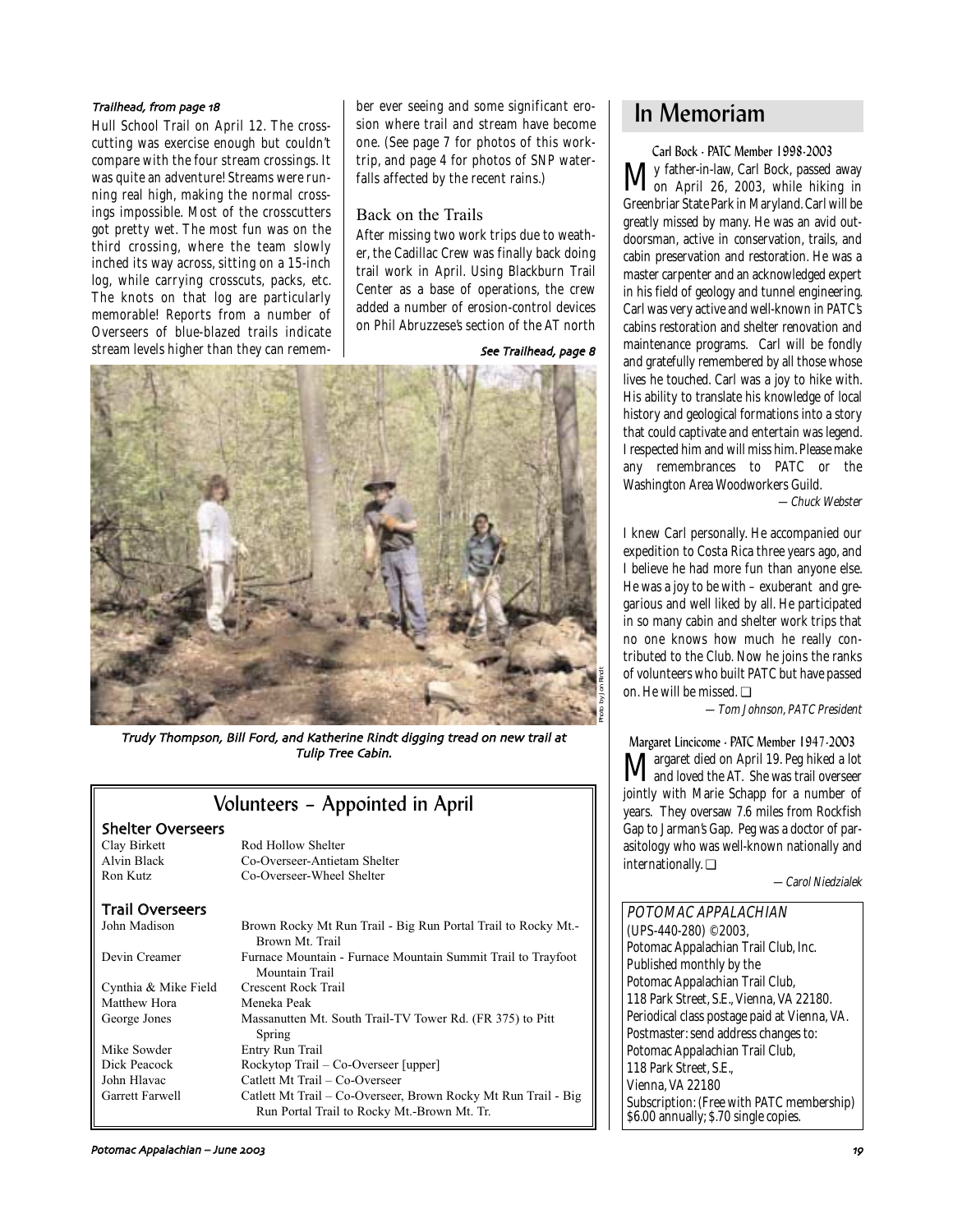*Trailhead, from page 18*

Hull School Trail on April 12. The crosscutting was exercise enough but couldn't compare with the four stream crossings. It was quite an adventure! Streams were running real high, making the normal crossings impossible. Most of the crosscutters got pretty wet. The most fun was on the third crossing, where the team slowly inched its way across, sitting on a 15-inch log, while carrying crosscuts, packs, etc. The knots on that log are particularly memorable! Reports from a number of Overseers of blue-blazed trails indicate stream levels higher than they can remember ever seeing and some significant erosion where trail and stream have become one. (See page 7 for photos of this worktrip, and page 4 for photos of SNP waterfalls affected by the recent rains.)

### Back on the Trails

After missing two work trips due to weather, the Cadillac Crew was finally back doing trail work in April. Using Blackburn Trail Center as a base of operations, the crew added a number of erosion-control devices on Phil Abruzzese's section of the AT north

*See Trailhead, page 8*

Photo by Jon Rindt

*Trudy Thompson, Bill Ford, and Katherine Rindt digging tread on new trail at Tulip Tree Cabin.*

## Volunteers – Appointed in April

### Shelter Overseers

| | |
|---|---|
| Clay Birkett | Rod Hollow Shelter |
| Alvin Black | Co-Overseer-Antietam Shelter |
| Ron Kutz | Co-Overseer-Wheel Shelter |

### Trail Overseers

| | |
|---|---|
| John Madison | Brown Rocky Mt Run Trail - Big Run Portal Trail to Rocky Mt.-Brown Mt. Trail |
| Devin Creamer | Furnace Mountain - Furnace Mountain Summit Trail to Trayfoot Mountain Trail |
| Cynthia & Mike Field | Crescent Rock Trail |
| Matthew Hora | Meneka Peak |
| George Jones | Massanutten Mt. South Trail-TV Tower Rd. (FR 375) to Pitt Spring |
| Mike Sowder | Entry Run Trail |
| Dick Peacock | Rockytop Trail – Co-Overseer [upper] |
| John Hlavac | Catlett Mt Trail – Co-Overseer |
| Garrett Farwell | Catlett Mt Trail – Co-Overseer, Brown Rocky Mt Run Trail - Big Run Portal Trail to Rocky Mt.-Brown Mt. Tr. |

# In Memoriam

### Carl Bock - PATC Member 1998-2003

My father-in-law, Carl Bock, passed away on April 26, 2003, while hiking in Greenbriar State Park in Maryland. Carl will be greatly missed by many. He was an avid outdoorsman, active in conservation, trails, and cabin preservation and restoration. He was a master carpenter and an acknowledged expert in his field of geology and tunnel engineering. Carl was very active and well-known in PATC's cabins restoration and shelter renovation and maintenance programs. Carl will be fondly and gratefully remembered by all those whose lives he touched. Carl was a joy to hike with. His ability to translate his knowledge of local history and geological formations into a story that could captivate and entertain was legend. I respected him and will miss him. Please make any remembrances to PATC or the Washington Area Woodworkers Guild.

*— Chuck Webster*

I knew Carl personally. He accompanied our expedition to Costa Rica three years ago, and I believe he had more fun than anyone else. He was a joy to be with – exuberant and gregarious and well liked by all. He participated in so many cabin and shelter work trips that no one knows how much he really contributed to the Club. Now he joins the ranks of volunteers who built PATC but have passed on. He will be missed. ❑

*— Tom Johnson, PATC President*

### Margaret Lincicome - PATC Member 1947-2003

Margaret died on April 19. Peg hiked a lot and loved the AT. She was trail overseer jointly with Marie Schapp for a number of years. They oversaw 7.6 miles from Rockfish Gap to Jarman's Gap. Peg was a doctor of parasitology who was well-known nationally and internationally. ❑

*— Carol Niedzialek*

*POTOMAC APPALACHIAN*
(UPS-440-280) ©2003,
Potomac Appalachian Trail Club, Inc.
Published monthly by the
Potomac Appalachian Trail Club,
118 Park Street, S.E., Vienna, VA 22180.
Periodical class postage paid at Vienna, VA.
Postmaster: send address changes to:
Potomac Appalachian Trail Club,
118 Park Street, S.E.,
Vienna, VA 22180
Subscription: (Free with PATC membership)
$6.00 annually; $.70 single copies.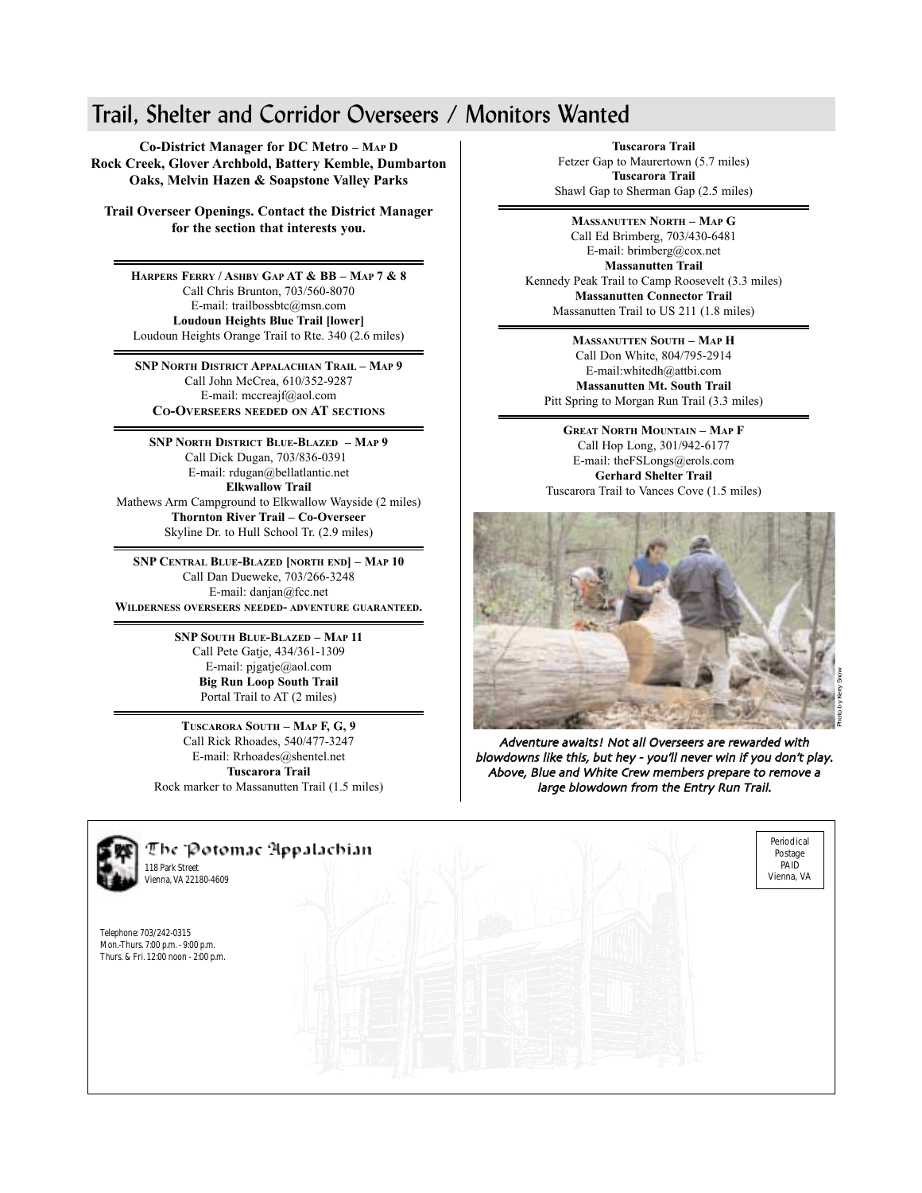# Trail, Shelter and Corridor Overseers / Monitors Wanted

**Co-District Manager for DC Metro – Map D**
**Rock Creek, Glover Archbold, Battery Kemble, Dumbarton Oaks, Melvin Hazen & Soapstone Valley Parks**

**Trail Overseer Openings. Contact the District Manager for the section that interests you.**

---

**Harpers Ferry / Ashby Gap AT & BB – Map 7 & 8**
Call Chris Brunton, 703/560-8070
E-mail: trailbossbtc@msn.com
**Loudoun Heights Blue Trail [lower]**
Loudoun Heights Orange Trail to Rte. 340 (2.6 miles)

---

**SNP North District Appalachian Trail – Map 9**
Call John McCrea, 610/352-9287
E-mail: mccreajf@aol.com
**Co-Overseers needed on AT sections**

---

**SNP North District Blue-Blazed – Map 9**
Call Dick Dugan, 703/836-0391
E-mail: rdugan@bellatlantic.net
**Elkwallow Trail**
Mathews Arm Campground to Elkwallow Wayside (2 miles)
**Thornton River Trail – Co-Overseer**
Skyline Dr. to Hull School Tr. (2.9 miles)

---

**SNP Central Blue-Blazed [north end] – Map 10**
Call Dan Dueweke, 703/266-3248
E-mail: danjan@fcc.net
**Wilderness overseers needed- adventure guaranteed.**

---

**SNP South Blue-Blazed – Map 11**
Call Pete Gatje, 434/361-1309
E-mail: pjgatje@aol.com
**Big Run Loop South Trail**
Portal Trail to AT (2 miles)

---

**Tuscarora South – Map F, G, 9**
Call Rick Rhoades, 540/477-3247
E-mail: Rrhoades@shentel.net
**Tuscarora Trail**
Rock marker to Massanutten Trail (1.5 miles)
**Tuscarora Trail**
Fetzer Gap to Maurertown (5.7 miles)
**Tuscarora Trail**
Shawl Gap to Sherman Gap (2.5 miles)

---

**Massanutten North – Map G**
Call Ed Brimberg, 703/430-6481
E-mail: brimberg@cox.net
**Massanutten Trail**
Kennedy Peak Trail to Camp Roosevelt (3.3 miles)
**Massanutten Connector Trail**
Massanutten Trail to US 211 (1.8 miles)

---

**Massanutten South – Map H**
Call Don White, 804/795-2914
E-mail:whitedh@attbi.com
**Massanutten Mt. South Trail**
Pitt Spring to Morgan Run Trail (3.3 miles)

---

**Great North Mountain – Map F**
Call Hop Long, 301/942-6177
E-mail: theFSLongs@erols.com
**Gerhard Shelter Trail**
Tuscarora Trail to Vances Cove (1.5 miles)

Photo by Kerry Snow

*Adventure awaits! Not all Overseers are rewarded with blowdowns like this, but hey - you'll never win if you don't play. Above, Blue and White Crew members prepare to remove a large blowdown from the Entry Run Trail.*

---

The Potomac Appalachian
118 Park Street
Vienna, VA 22180-4609

Periodical Postage PAID Vienna, VA

Telephone: 703/242-0315
Mon.-Thurs. 7:00 p.m. - 9:00 p.m.
Thurs. & Fri. 12:00 noon - 2:00 p.m.